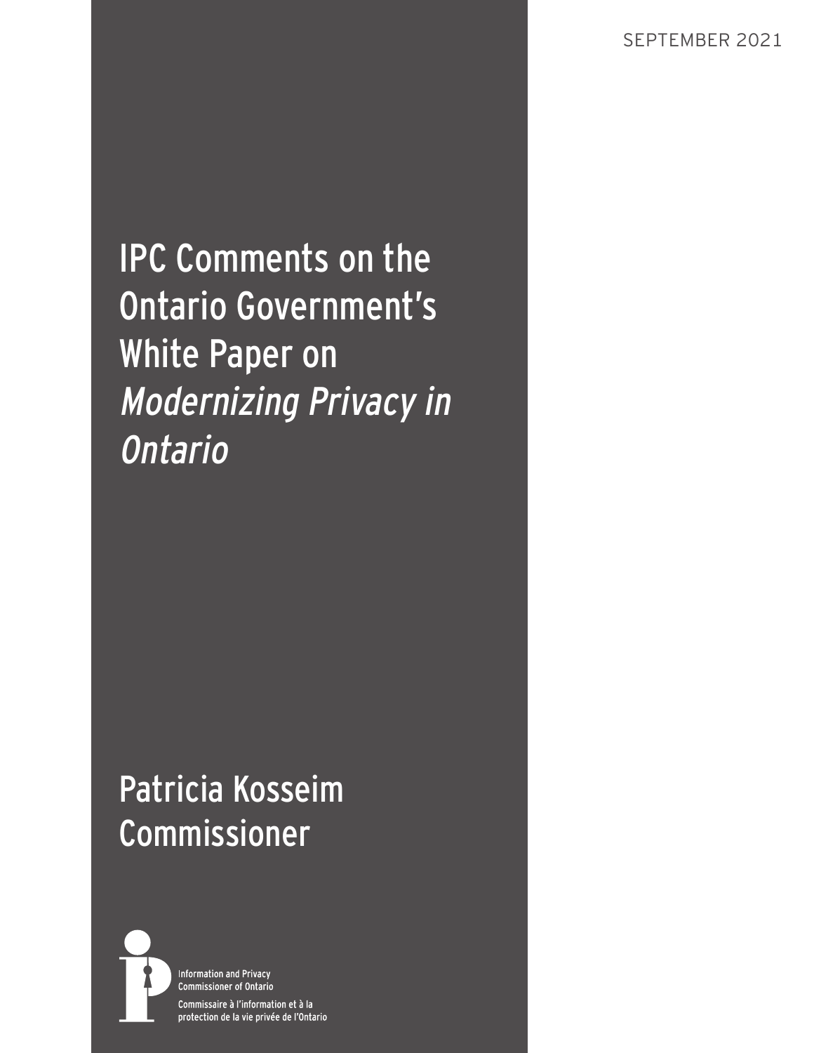SEPTEMBER 2021

# IPC Comments on the Ontario Government's White Paper on *Modernizing Privacy in Ontario*

## Patricia Kosseim
## Commissioner

Information and Privacy Commissioner of Ontario

Commissaire à l'information et à la protection de la vie privée de l'Ontario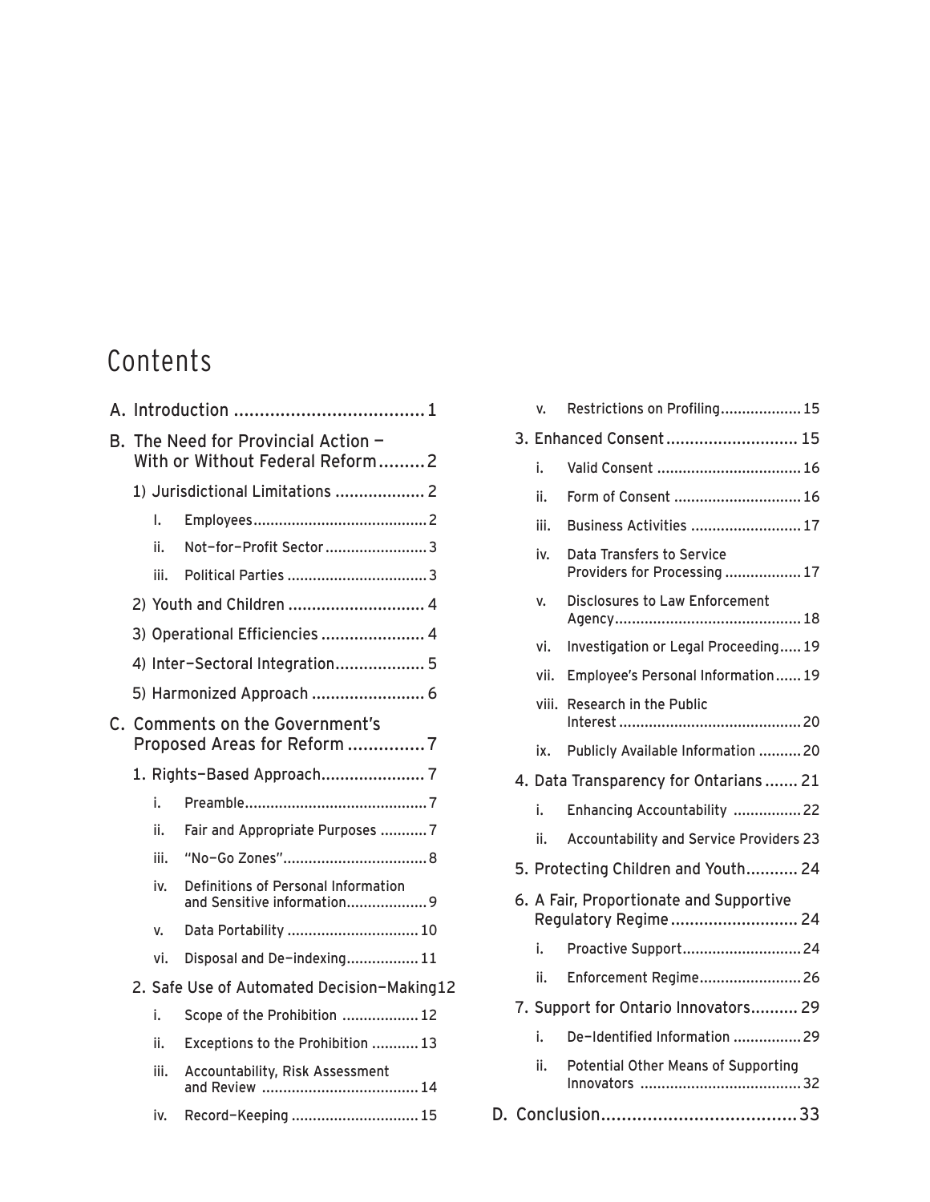# Contents

A. Introduction .....................................1

B. The Need for Provincial Action — With or Without Federal Reform.........2

- 1) Jurisdictional Limitations ................... 2
  - I. Employees.........................................2
  - ii. Not-for-Profit Sector........................3
  - iii. Political Parties .................................3
- 2) Youth and Children ............................ 4
- 3) Operational Efficiencies ...................... 4
- 4) Inter-Sectoral Integration................... 5
- 5) Harmonized Approach ........................ 6

C. Comments on the Government's Proposed Areas for Reform ...............7

- 1. Rights-Based Approach...................... 7
  - i. Preamble..........................................7
  - ii. Fair and Appropriate Purposes ...........7
  - iii. "No-Go Zones".................................8
  - iv. Definitions of Personal Information and Sensitive information...................9
  - v. Data Portability ...............................10
  - vi. Disposal and De-indexing.................11
- 2. Safe Use of Automated Decision-Making12
  - i. Scope of the Prohibition ..................12
  - ii. Exceptions to the Prohibition ...........13
  - iii. Accountability, Risk Assessment and Review .....................................14
  - iv. Record-Keeping ..............................15
  - v. Restrictions on Profiling...................15
- 3. Enhanced Consent........................... 15
  - i. Valid Consent ..................................16
  - ii. Form of Consent ..............................16
  - iii. Business Activities ..........................17
  - iv. Data Transfers to Service Providers for Processing ..................17
  - v. Disclosures to Law Enforcement Agency...........................................18
  - vi. Investigation or Legal Proceeding.....19
  - vii. Employee's Personal Information......19
  - viii. Research in the Public Interest ...........................................20
  - ix. Publicly Available Information ..........20
- 4. Data Transparency for Ontarians ....... 21
  - i. Enhancing Accountability ................22
  - ii. Accountability and Service Providers 23
- 5. Protecting Children and Youth........... 24
- 6. A Fair, Proportionate and Supportive Regulatory Regime ........................... 24
  - i. Proactive Support............................24
  - ii. Enforcement Regime........................26
- 7. Support for Ontario Innovators.......... 29
  - i. De-Identified Information ................29
  - ii. Potential Other Means of Supporting Innovators ......................................32

D. Conclusion......................................33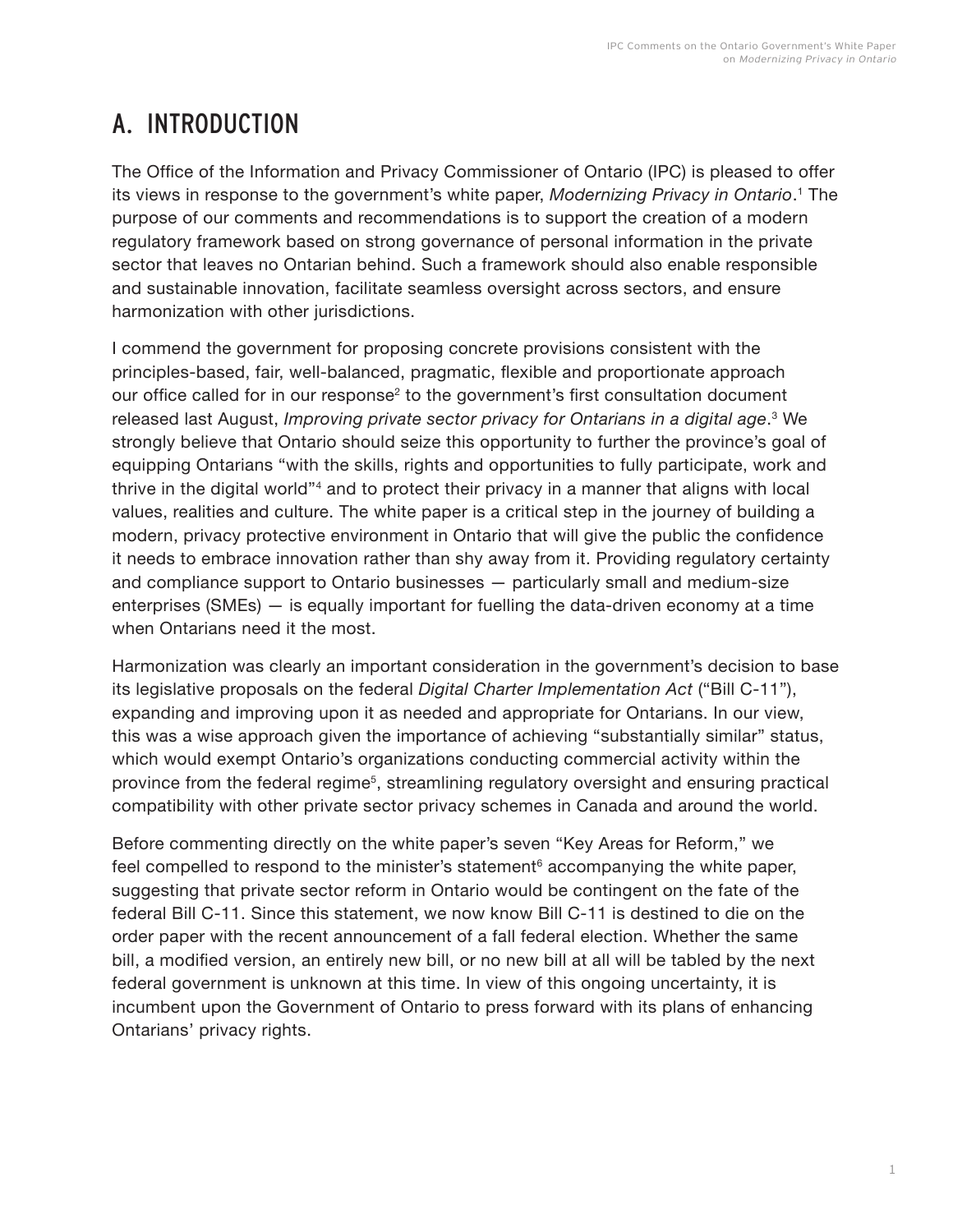# A. INTRODUCTION

The Office of the Information and Privacy Commissioner of Ontario (IPC) is pleased to offer its views in response to the government's white paper, *Modernizing Privacy in Ontario*.[1] The purpose of our comments and recommendations is to support the creation of a modern regulatory framework based on strong governance of personal information in the private sector that leaves no Ontarian behind. Such a framework should also enable responsible and sustainable innovation, facilitate seamless oversight across sectors, and ensure harmonization with other jurisdictions.

I commend the government for proposing concrete provisions consistent with the principles-based, fair, well-balanced, pragmatic, flexible and proportionate approach our office called for in our response[2] to the government's first consultation document released last August, *Improving private sector privacy for Ontarians in a digital age*.[3] We strongly believe that Ontario should seize this opportunity to further the province's goal of equipping Ontarians "with the skills, rights and opportunities to fully participate, work and thrive in the digital world"[4] and to protect their privacy in a manner that aligns with local values, realities and culture. The white paper is a critical step in the journey of building a modern, privacy protective environment in Ontario that will give the public the confidence it needs to embrace innovation rather than shy away from it. Providing regulatory certainty and compliance support to Ontario businesses — particularly small and medium-size enterprises (SMEs) — is equally important for fuelling the data-driven economy at a time when Ontarians need it the most.

Harmonization was clearly an important consideration in the government's decision to base its legislative proposals on the federal *Digital Charter Implementation Act* ("Bill C-11"), expanding and improving upon it as needed and appropriate for Ontarians. In our view, this was a wise approach given the importance of achieving "substantially similar" status, which would exempt Ontario's organizations conducting commercial activity within the province from the federal regime[5], streamlining regulatory oversight and ensuring practical compatibility with other private sector privacy schemes in Canada and around the world.

Before commenting directly on the white paper's seven "Key Areas for Reform," we feel compelled to respond to the minister's statement[6] accompanying the white paper, suggesting that private sector reform in Ontario would be contingent on the fate of the federal Bill C-11. Since this statement, we now know Bill C-11 is destined to die on the order paper with the recent announcement of a fall federal election. Whether the same bill, a modified version, an entirely new bill, or no new bill at all will be tabled by the next federal government is unknown at this time. In view of this ongoing uncertainty, it is incumbent upon the Government of Ontario to press forward with its plans of enhancing Ontarians' privacy rights.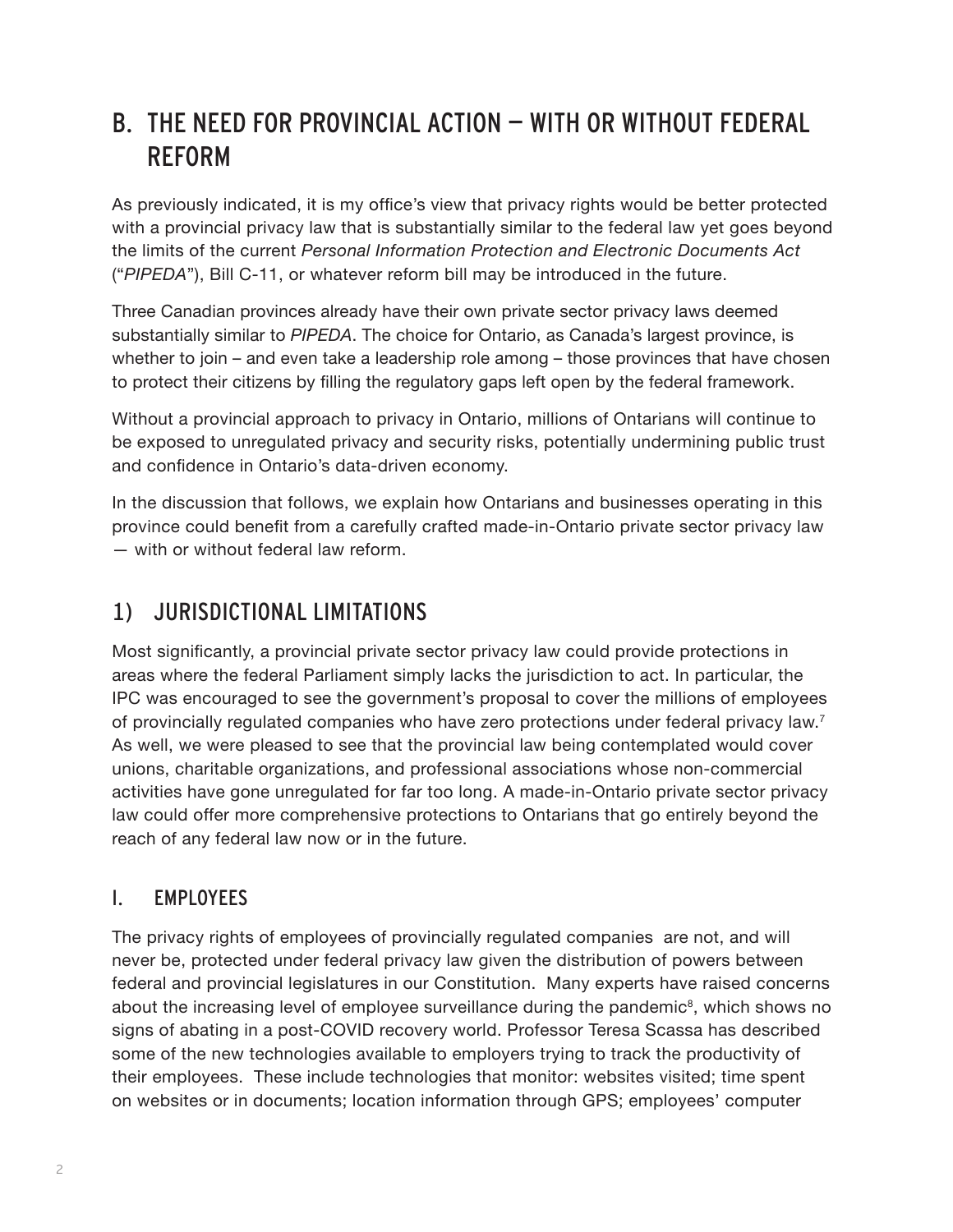## B. THE NEED FOR PROVINCIAL ACTION — WITH OR WITHOUT FEDERAL REFORM

As previously indicated, it is my office's view that privacy rights would be better protected with a provincial privacy law that is substantially similar to the federal law yet goes beyond the limits of the current *Personal Information Protection and Electronic Documents Act* ("*PIPEDA*"), Bill C-11, or whatever reform bill may be introduced in the future.

Three Canadian provinces already have their own private sector privacy laws deemed substantially similar to *PIPEDA*. The choice for Ontario, as Canada's largest province, is whether to join – and even take a leadership role among – those provinces that have chosen to protect their citizens by filling the regulatory gaps left open by the federal framework.

Without a provincial approach to privacy in Ontario, millions of Ontarians will continue to be exposed to unregulated privacy and security risks, potentially undermining public trust and confidence in Ontario's data-driven economy.

In the discussion that follows, we explain how Ontarians and businesses operating in this province could benefit from a carefully crafted made-in-Ontario private sector privacy law — with or without federal law reform.

### 1) JURISDICTIONAL LIMITATIONS

Most significantly, a provincial private sector privacy law could provide protections in areas where the federal Parliament simply lacks the jurisdiction to act. In particular, the IPC was encouraged to see the government's proposal to cover the millions of employees of provincially regulated companies who have zero protections under federal privacy law.[7] As well, we were pleased to see that the provincial law being contemplated would cover unions, charitable organizations, and professional associations whose non-commercial activities have gone unregulated for far too long. A made-in-Ontario private sector privacy law could offer more comprehensive protections to Ontarians that go entirely beyond the reach of any federal law now or in the future.

#### I. EMPLOYEES

The privacy rights of employees of provincially regulated companies are not, and will never be, protected under federal privacy law given the distribution of powers between federal and provincial legislatures in our Constitution. Many experts have raised concerns about the increasing level of employee surveillance during the pandemic[8], which shows no signs of abating in a post-COVID recovery world. Professor Teresa Scassa has described some of the new technologies available to employers trying to track the productivity of their employees. These include technologies that monitor: websites visited; time spent on websites or in documents; location information through GPS; employees' computer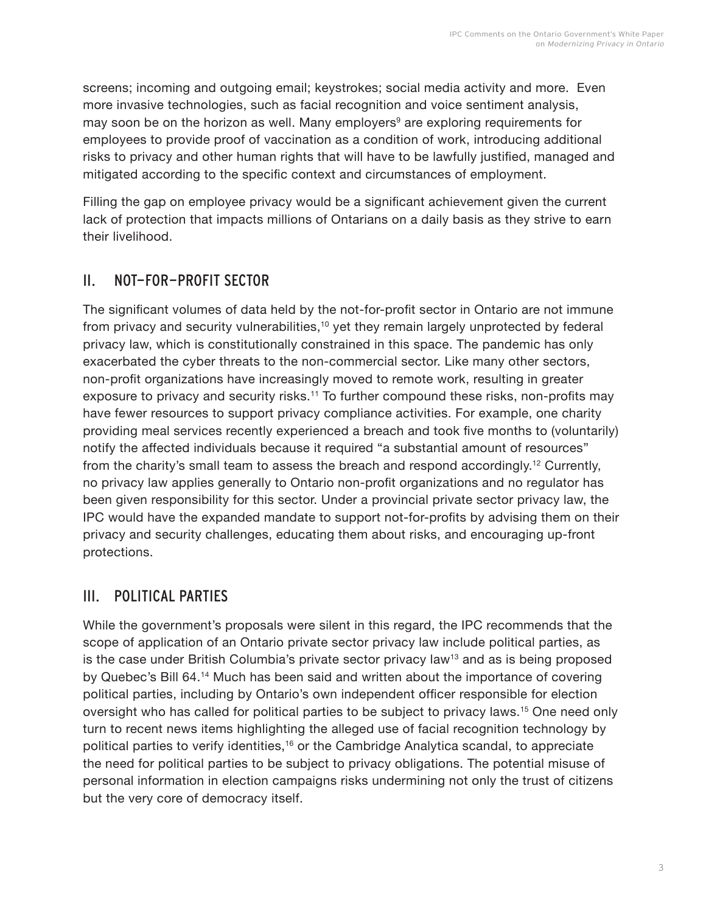screens; incoming and outgoing email; keystrokes; social media activity and more. Even more invasive technologies, such as facial recognition and voice sentiment analysis, may soon be on the horizon as well. Many employers[9] are exploring requirements for employees to provide proof of vaccination as a condition of work, introducing additional risks to privacy and other human rights that will have to be lawfully justified, managed and mitigated according to the specific context and circumstances of employment.

Filling the gap on employee privacy would be a significant achievement given the current lack of protection that impacts millions of Ontarians on a daily basis as they strive to earn their livelihood.

## II. NOT-FOR-PROFIT SECTOR

The significant volumes of data held by the not-for-profit sector in Ontario are not immune from privacy and security vulnerabilities,[10] yet they remain largely unprotected by federal privacy law, which is constitutionally constrained in this space. The pandemic has only exacerbated the cyber threats to the non-commercial sector. Like many other sectors, non-profit organizations have increasingly moved to remote work, resulting in greater exposure to privacy and security risks.[11] To further compound these risks, non-profits may have fewer resources to support privacy compliance activities. For example, one charity providing meal services recently experienced a breach and took five months to (voluntarily) notify the affected individuals because it required "a substantial amount of resources" from the charity's small team to assess the breach and respond accordingly.[12] Currently, no privacy law applies generally to Ontario non-profit organizations and no regulator has been given responsibility for this sector. Under a provincial private sector privacy law, the IPC would have the expanded mandate to support not-for-profits by advising them on their privacy and security challenges, educating them about risks, and encouraging up-front protections.

## III. POLITICAL PARTIES

While the government's proposals were silent in this regard, the IPC recommends that the scope of application of an Ontario private sector privacy law include political parties, as is the case under British Columbia's private sector privacy law[13] and as is being proposed by Quebec's Bill 64.[14] Much has been said and written about the importance of covering political parties, including by Ontario's own independent officer responsible for election oversight who has called for political parties to be subject to privacy laws.[15] One need only turn to recent news items highlighting the alleged use of facial recognition technology by political parties to verify identities,[16] or the Cambridge Analytica scandal, to appreciate the need for political parties to be subject to privacy obligations. The potential misuse of personal information in election campaigns risks undermining not only the trust of citizens but the very core of democracy itself.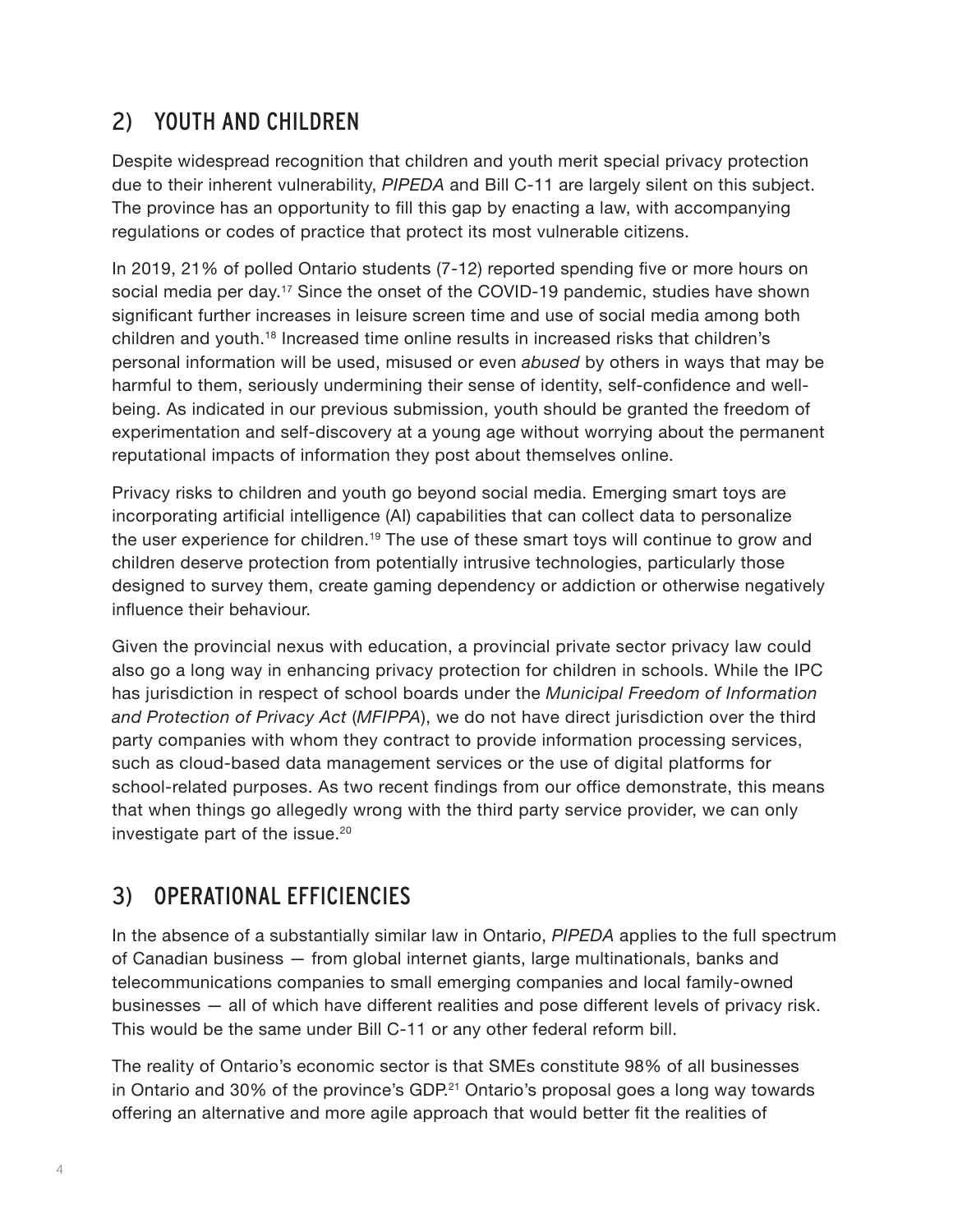## 2) YOUTH AND CHILDREN

Despite widespread recognition that children and youth merit special privacy protection due to their inherent vulnerability, *PIPEDA* and Bill C-11 are largely silent on this subject. The province has an opportunity to fill this gap by enacting a law, with accompanying regulations or codes of practice that protect its most vulnerable citizens.

In 2019, 21% of polled Ontario students (7-12) reported spending five or more hours on social media per day.[17] Since the onset of the COVID-19 pandemic, studies have shown significant further increases in leisure screen time and use of social media among both children and youth.[18] Increased time online results in increased risks that children's personal information will be used, misused or even *abused* by others in ways that may be harmful to them, seriously undermining their sense of identity, self-confidence and well-being. As indicated in our previous submission, youth should be granted the freedom of experimentation and self-discovery at a young age without worrying about the permanent reputational impacts of information they post about themselves online.

Privacy risks to children and youth go beyond social media. Emerging smart toys are incorporating artificial intelligence (AI) capabilities that can collect data to personalize the user experience for children.[19] The use of these smart toys will continue to grow and children deserve protection from potentially intrusive technologies, particularly those designed to survey them, create gaming dependency or addiction or otherwise negatively influence their behaviour.

Given the provincial nexus with education, a provincial private sector privacy law could also go a long way in enhancing privacy protection for children in schools. While the IPC has jurisdiction in respect of school boards under the *Municipal Freedom of Information and Protection of Privacy Act* (*MFIPPA*), we do not have direct jurisdiction over the third party companies with whom they contract to provide information processing services, such as cloud-based data management services or the use of digital platforms for school-related purposes. As two recent findings from our office demonstrate, this means that when things go allegedly wrong with the third party service provider, we can only investigate part of the issue.[20]

## 3) OPERATIONAL EFFICIENCIES

In the absence of a substantially similar law in Ontario, *PIPEDA* applies to the full spectrum of Canadian business — from global internet giants, large multinationals, banks and telecommunications companies to small emerging companies and local family-owned businesses — all of which have different realities and pose different levels of privacy risk. This would be the same under Bill C-11 or any other federal reform bill.

The reality of Ontario's economic sector is that SMEs constitute 98% of all businesses in Ontario and 30% of the province's GDP.[21] Ontario's proposal goes a long way towards offering an alternative and more agile approach that would better fit the realities of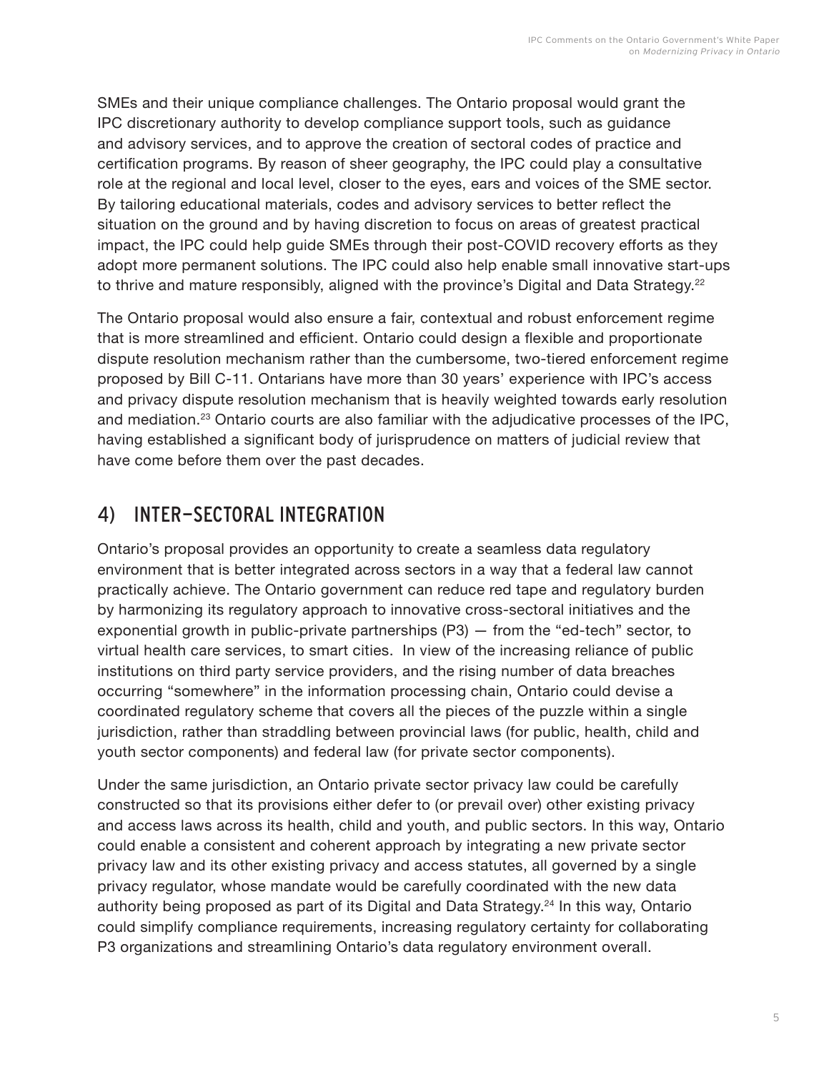SMEs and their unique compliance challenges. The Ontario proposal would grant the IPC discretionary authority to develop compliance support tools, such as guidance and advisory services, and to approve the creation of sectoral codes of practice and certification programs. By reason of sheer geography, the IPC could play a consultative role at the regional and local level, closer to the eyes, ears and voices of the SME sector. By tailoring educational materials, codes and advisory services to better reflect the situation on the ground and by having discretion to focus on areas of greatest practical impact, the IPC could help guide SMEs through their post-COVID recovery efforts as they adopt more permanent solutions. The IPC could also help enable small innovative start-ups to thrive and mature responsibly, aligned with the province's Digital and Data Strategy.[22]

The Ontario proposal would also ensure a fair, contextual and robust enforcement regime that is more streamlined and efficient. Ontario could design a flexible and proportionate dispute resolution mechanism rather than the cumbersome, two-tiered enforcement regime proposed by Bill C-11. Ontarians have more than 30 years' experience with IPC's access and privacy dispute resolution mechanism that is heavily weighted towards early resolution and mediation.[23] Ontario courts are also familiar with the adjudicative processes of the IPC, having established a significant body of jurisprudence on matters of judicial review that have come before them over the past decades.

## 4) INTER-SECTORAL INTEGRATION

Ontario's proposal provides an opportunity to create a seamless data regulatory environment that is better integrated across sectors in a way that a federal law cannot practically achieve. The Ontario government can reduce red tape and regulatory burden by harmonizing its regulatory approach to innovative cross-sectoral initiatives and the exponential growth in public-private partnerships (P3) — from the "ed-tech" sector, to virtual health care services, to smart cities. In view of the increasing reliance of public institutions on third party service providers, and the rising number of data breaches occurring "somewhere" in the information processing chain, Ontario could devise a coordinated regulatory scheme that covers all the pieces of the puzzle within a single jurisdiction, rather than straddling between provincial laws (for public, health, child and youth sector components) and federal law (for private sector components).

Under the same jurisdiction, an Ontario private sector privacy law could be carefully constructed so that its provisions either defer to (or prevail over) other existing privacy and access laws across its health, child and youth, and public sectors. In this way, Ontario could enable a consistent and coherent approach by integrating a new private sector privacy law and its other existing privacy and access statutes, all governed by a single privacy regulator, whose mandate would be carefully coordinated with the new data authority being proposed as part of its Digital and Data Strategy.[24] In this way, Ontario could simplify compliance requirements, increasing regulatory certainty for collaborating P3 organizations and streamlining Ontario's data regulatory environment overall.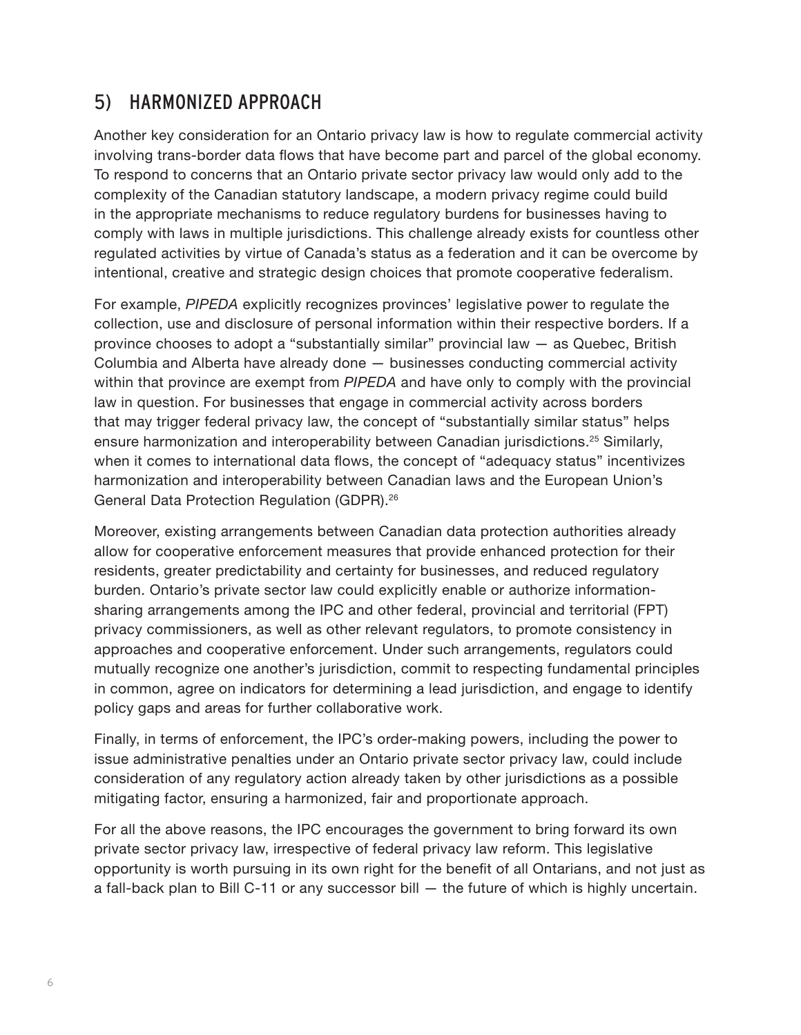## 5) HARMONIZED APPROACH

Another key consideration for an Ontario privacy law is how to regulate commercial activity involving trans-border data flows that have become part and parcel of the global economy. To respond to concerns that an Ontario private sector privacy law would only add to the complexity of the Canadian statutory landscape, a modern privacy regime could build in the appropriate mechanisms to reduce regulatory burdens for businesses having to comply with laws in multiple jurisdictions. This challenge already exists for countless other regulated activities by virtue of Canada's status as a federation and it can be overcome by intentional, creative and strategic design choices that promote cooperative federalism.

For example, *PIPEDA* explicitly recognizes provinces' legislative power to regulate the collection, use and disclosure of personal information within their respective borders. If a province chooses to adopt a "substantially similar" provincial law — as Quebec, British Columbia and Alberta have already done — businesses conducting commercial activity within that province are exempt from *PIPEDA* and have only to comply with the provincial law in question. For businesses that engage in commercial activity across borders that may trigger federal privacy law, the concept of "substantially similar status" helps ensure harmonization and interoperability between Canadian jurisdictions.[25] Similarly, when it comes to international data flows, the concept of "adequacy status" incentivizes harmonization and interoperability between Canadian laws and the European Union's General Data Protection Regulation (GDPR).[26]

Moreover, existing arrangements between Canadian data protection authorities already allow for cooperative enforcement measures that provide enhanced protection for their residents, greater predictability and certainty for businesses, and reduced regulatory burden. Ontario's private sector law could explicitly enable or authorize information-sharing arrangements among the IPC and other federal, provincial and territorial (FPT) privacy commissioners, as well as other relevant regulators, to promote consistency in approaches and cooperative enforcement. Under such arrangements, regulators could mutually recognize one another's jurisdiction, commit to respecting fundamental principles in common, agree on indicators for determining a lead jurisdiction, and engage to identify policy gaps and areas for further collaborative work.

Finally, in terms of enforcement, the IPC's order-making powers, including the power to issue administrative penalties under an Ontario private sector privacy law, could include consideration of any regulatory action already taken by other jurisdictions as a possible mitigating factor, ensuring a harmonized, fair and proportionate approach.

For all the above reasons, the IPC encourages the government to bring forward its own private sector privacy law, irrespective of federal privacy law reform. This legislative opportunity is worth pursuing in its own right for the benefit of all Ontarians, and not just as a fall-back plan to Bill C-11 or any successor bill — the future of which is highly uncertain.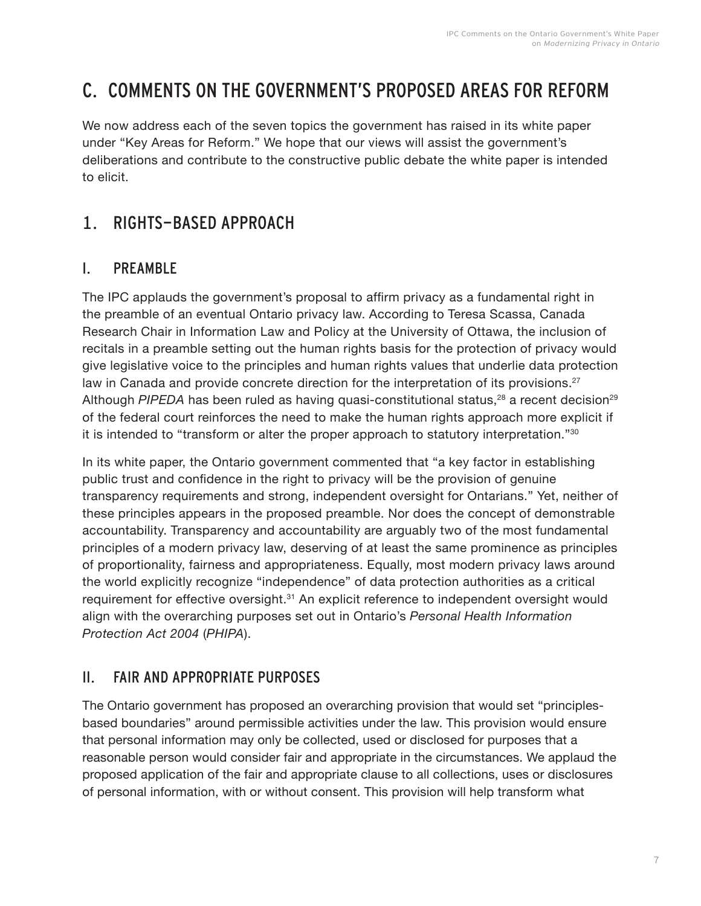# C. COMMENTS ON THE GOVERNMENT'S PROPOSED AREAS FOR REFORM

We now address each of the seven topics the government has raised in its white paper under "Key Areas for Reform." We hope that our views will assist the government's deliberations and contribute to the constructive public debate the white paper is intended to elicit.

## 1. RIGHTS-BASED APPROACH

### I. PREAMBLE

The IPC applauds the government's proposal to affirm privacy as a fundamental right in the preamble of an eventual Ontario privacy law. According to Teresa Scassa, Canada Research Chair in Information Law and Policy at the University of Ottawa, the inclusion of recitals in a preamble setting out the human rights basis for the protection of privacy would give legislative voice to the principles and human rights values that underlie data protection law in Canada and provide concrete direction for the interpretation of its provisions.[27] Although *PIPEDA* has been ruled as having quasi-constitutional status,[28] a recent decision[29] of the federal court reinforces the need to make the human rights approach more explicit if it is intended to "transform or alter the proper approach to statutory interpretation."[30]

In its white paper, the Ontario government commented that "a key factor in establishing public trust and confidence in the right to privacy will be the provision of genuine transparency requirements and strong, independent oversight for Ontarians." Yet, neither of these principles appears in the proposed preamble. Nor does the concept of demonstrable accountability. Transparency and accountability are arguably two of the most fundamental principles of a modern privacy law, deserving of at least the same prominence as principles of proportionality, fairness and appropriateness. Equally, most modern privacy laws around the world explicitly recognize "independence" of data protection authorities as a critical requirement for effective oversight.[31] An explicit reference to independent oversight would align with the overarching purposes set out in Ontario's *Personal Health Information Protection Act 2004* (*PHIPA*).

### II. FAIR AND APPROPRIATE PURPOSES

The Ontario government has proposed an overarching provision that would set "principles-based boundaries" around permissible activities under the law. This provision would ensure that personal information may only be collected, used or disclosed for purposes that a reasonable person would consider fair and appropriate in the circumstances. We applaud the proposed application of the fair and appropriate clause to all collections, uses or disclosures of personal information, with or without consent. This provision will help transform what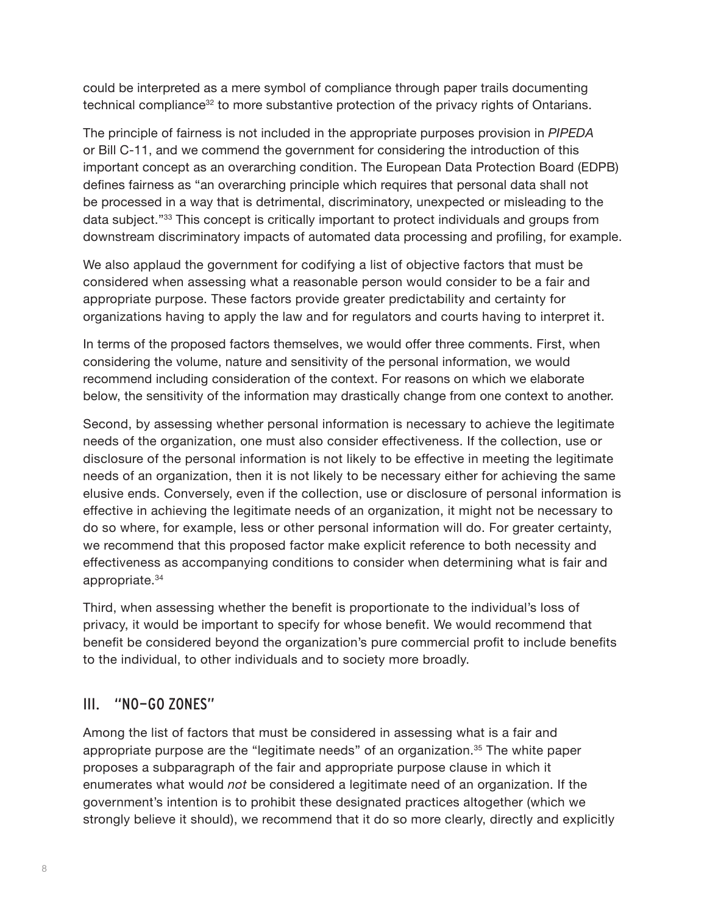could be interpreted as a mere symbol of compliance through paper trails documenting technical compliance[32] to more substantive protection of the privacy rights of Ontarians.

The principle of fairness is not included in the appropriate purposes provision in *PIPEDA* or Bill C-11, and we commend the government for considering the introduction of this important concept as an overarching condition. The European Data Protection Board (EDPB) defines fairness as "an overarching principle which requires that personal data shall not be processed in a way that is detrimental, discriminatory, unexpected or misleading to the data subject."[33] This concept is critically important to protect individuals and groups from downstream discriminatory impacts of automated data processing and profiling, for example.

We also applaud the government for codifying a list of objective factors that must be considered when assessing what a reasonable person would consider to be a fair and appropriate purpose. These factors provide greater predictability and certainty for organizations having to apply the law and for regulators and courts having to interpret it.

In terms of the proposed factors themselves, we would offer three comments. First, when considering the volume, nature and sensitivity of the personal information, we would recommend including consideration of the context. For reasons on which we elaborate below, the sensitivity of the information may drastically change from one context to another.

Second, by assessing whether personal information is necessary to achieve the legitimate needs of the organization, one must also consider effectiveness. If the collection, use or disclosure of the personal information is not likely to be effective in meeting the legitimate needs of an organization, then it is not likely to be necessary either for achieving the same elusive ends. Conversely, even if the collection, use or disclosure of personal information is effective in achieving the legitimate needs of an organization, it might not be necessary to do so where, for example, less or other personal information will do. For greater certainty, we recommend that this proposed factor make explicit reference to both necessity and effectiveness as accompanying conditions to consider when determining what is fair and appropriate.[34]

Third, when assessing whether the benefit is proportionate to the individual's loss of privacy, it would be important to specify for whose benefit. We would recommend that benefit be considered beyond the organization's pure commercial profit to include benefits to the individual, to other individuals and to society more broadly.

## III. "NO-GO ZONES"

Among the list of factors that must be considered in assessing what is a fair and appropriate purpose are the "legitimate needs" of an organization.[35] The white paper proposes a subparagraph of the fair and appropriate purpose clause in which it enumerates what would *not* be considered a legitimate need of an organization. If the government's intention is to prohibit these designated practices altogether (which we strongly believe it should), we recommend that it do so more clearly, directly and explicitly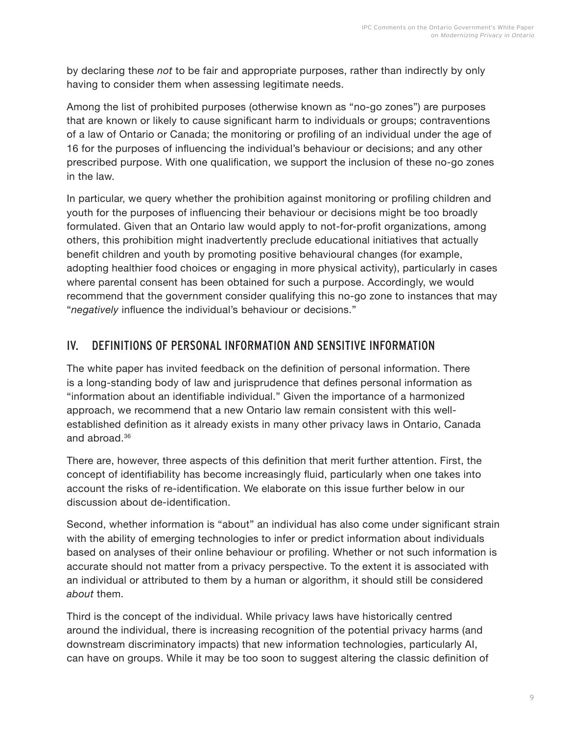by declaring these *not* to be fair and appropriate purposes, rather than indirectly by only having to consider them when assessing legitimate needs.

Among the list of prohibited purposes (otherwise known as "no-go zones") are purposes that are known or likely to cause significant harm to individuals or groups; contraventions of a law of Ontario or Canada; the monitoring or profiling of an individual under the age of 16 for the purposes of influencing the individual's behaviour or decisions; and any other prescribed purpose. With one qualification, we support the inclusion of these no-go zones in the law.

In particular, we query whether the prohibition against monitoring or profiling children and youth for the purposes of influencing their behaviour or decisions might be too broadly formulated. Given that an Ontario law would apply to not-for-profit organizations, among others, this prohibition might inadvertently preclude educational initiatives that actually benefit children and youth by promoting positive behavioural changes (for example, adopting healthier food choices or engaging in more physical activity), particularly in cases where parental consent has been obtained for such a purpose. Accordingly, we would recommend that the government consider qualifying this no-go zone to instances that may "*negatively* influence the individual's behaviour or decisions."

## IV. DEFINITIONS OF PERSONAL INFORMATION AND SENSITIVE INFORMATION

The white paper has invited feedback on the definition of personal information. There is a long-standing body of law and jurisprudence that defines personal information as "information about an identifiable individual." Given the importance of a harmonized approach, we recommend that a new Ontario law remain consistent with this well-established definition as it already exists in many other privacy laws in Ontario, Canada and abroad.[36]

There are, however, three aspects of this definition that merit further attention. First, the concept of identifiability has become increasingly fluid, particularly when one takes into account the risks of re-identification. We elaborate on this issue further below in our discussion about de-identification.

Second, whether information is "about" an individual has also come under significant strain with the ability of emerging technologies to infer or predict information about individuals based on analyses of their online behaviour or profiling. Whether or not such information is accurate should not matter from a privacy perspective. To the extent it is associated with an individual or attributed to them by a human or algorithm, it should still be considered *about* them.

Third is the concept of the individual. While privacy laws have historically centred around the individual, there is increasing recognition of the potential privacy harms (and downstream discriminatory impacts) that new information technologies, particularly AI, can have on groups. While it may be too soon to suggest altering the classic definition of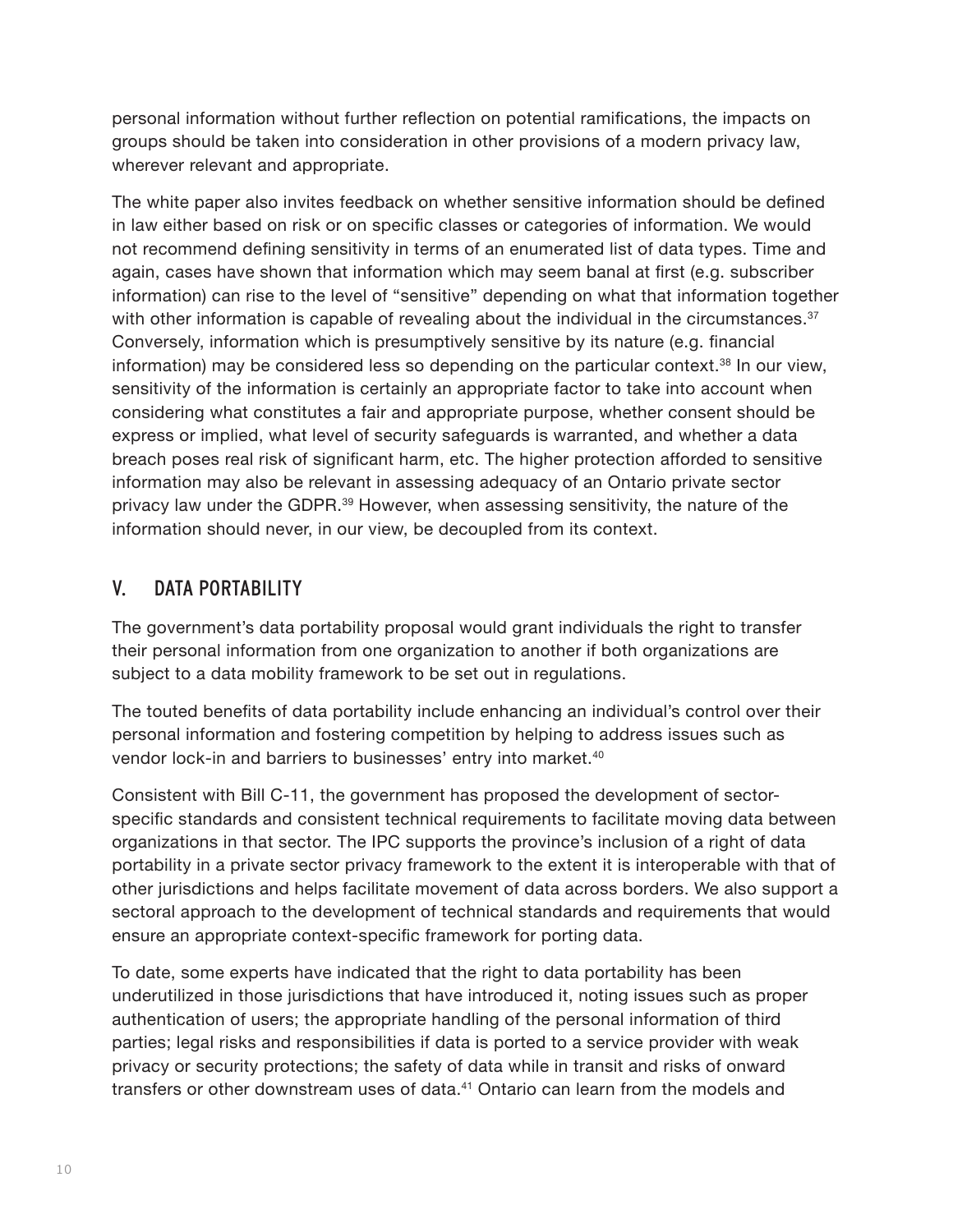personal information without further reflection on potential ramifications, the impacts on groups should be taken into consideration in other provisions of a modern privacy law, wherever relevant and appropriate.

The white paper also invites feedback on whether sensitive information should be defined in law either based on risk or on specific classes or categories of information. We would not recommend defining sensitivity in terms of an enumerated list of data types. Time and again, cases have shown that information which may seem banal at first (e.g. subscriber information) can rise to the level of "sensitive" depending on what that information together with other information is capable of revealing about the individual in the circumstances.[37] Conversely, information which is presumptively sensitive by its nature (e.g. financial information) may be considered less so depending on the particular context.[38] In our view, sensitivity of the information is certainly an appropriate factor to take into account when considering what constitutes a fair and appropriate purpose, whether consent should be express or implied, what level of security safeguards is warranted, and whether a data breach poses real risk of significant harm, etc. The higher protection afforded to sensitive information may also be relevant in assessing adequacy of an Ontario private sector privacy law under the GDPR.[39] However, when assessing sensitivity, the nature of the information should never, in our view, be decoupled from its context.

## V. DATA PORTABILITY

The government's data portability proposal would grant individuals the right to transfer their personal information from one organization to another if both organizations are subject to a data mobility framework to be set out in regulations.

The touted benefits of data portability include enhancing an individual's control over their personal information and fostering competition by helping to address issues such as vendor lock-in and barriers to businesses' entry into market.[40]

Consistent with Bill C-11, the government has proposed the development of sector-specific standards and consistent technical requirements to facilitate moving data between organizations in that sector. The IPC supports the province's inclusion of a right of data portability in a private sector privacy framework to the extent it is interoperable with that of other jurisdictions and helps facilitate movement of data across borders. We also support a sectoral approach to the development of technical standards and requirements that would ensure an appropriate context-specific framework for porting data.

To date, some experts have indicated that the right to data portability has been underutilized in those jurisdictions that have introduced it, noting issues such as proper authentication of users; the appropriate handling of the personal information of third parties; legal risks and responsibilities if data is ported to a service provider with weak privacy or security protections; the safety of data while in transit and risks of onward transfers or other downstream uses of data.[41] Ontario can learn from the models and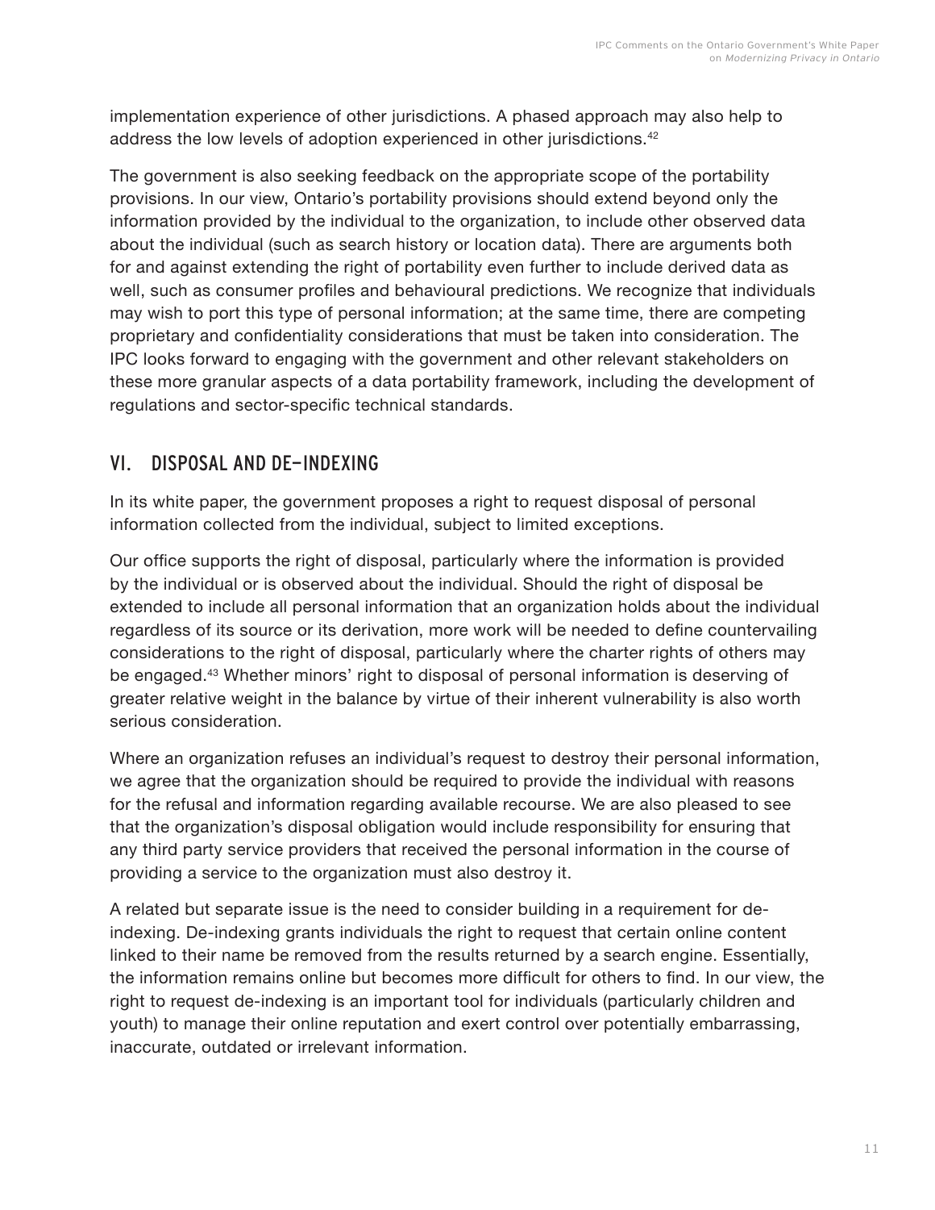implementation experience of other jurisdictions. A phased approach may also help to address the low levels of adoption experienced in other jurisdictions.[42]

The government is also seeking feedback on the appropriate scope of the portability provisions. In our view, Ontario's portability provisions should extend beyond only the information provided by the individual to the organization, to include other observed data about the individual (such as search history or location data). There are arguments both for and against extending the right of portability even further to include derived data as well, such as consumer profiles and behavioural predictions. We recognize that individuals may wish to port this type of personal information; at the same time, there are competing proprietary and confidentiality considerations that must be taken into consideration. The IPC looks forward to engaging with the government and other relevant stakeholders on these more granular aspects of a data portability framework, including the development of regulations and sector-specific technical standards.

## VI. DISPOSAL AND DE-INDEXING

In its white paper, the government proposes a right to request disposal of personal information collected from the individual, subject to limited exceptions.

Our office supports the right of disposal, particularly where the information is provided by the individual or is observed about the individual. Should the right of disposal be extended to include all personal information that an organization holds about the individual regardless of its source or its derivation, more work will be needed to define countervailing considerations to the right of disposal, particularly where the charter rights of others may be engaged.[43] Whether minors' right to disposal of personal information is deserving of greater relative weight in the balance by virtue of their inherent vulnerability is also worth serious consideration.

Where an organization refuses an individual's request to destroy their personal information, we agree that the organization should be required to provide the individual with reasons for the refusal and information regarding available recourse. We are also pleased to see that the organization's disposal obligation would include responsibility for ensuring that any third party service providers that received the personal information in the course of providing a service to the organization must also destroy it.

A related but separate issue is the need to consider building in a requirement for de-indexing. De-indexing grants individuals the right to request that certain online content linked to their name be removed from the results returned by a search engine. Essentially, the information remains online but becomes more difficult for others to find. In our view, the right to request de-indexing is an important tool for individuals (particularly children and youth) to manage their online reputation and exert control over potentially embarrassing, inaccurate, outdated or irrelevant information.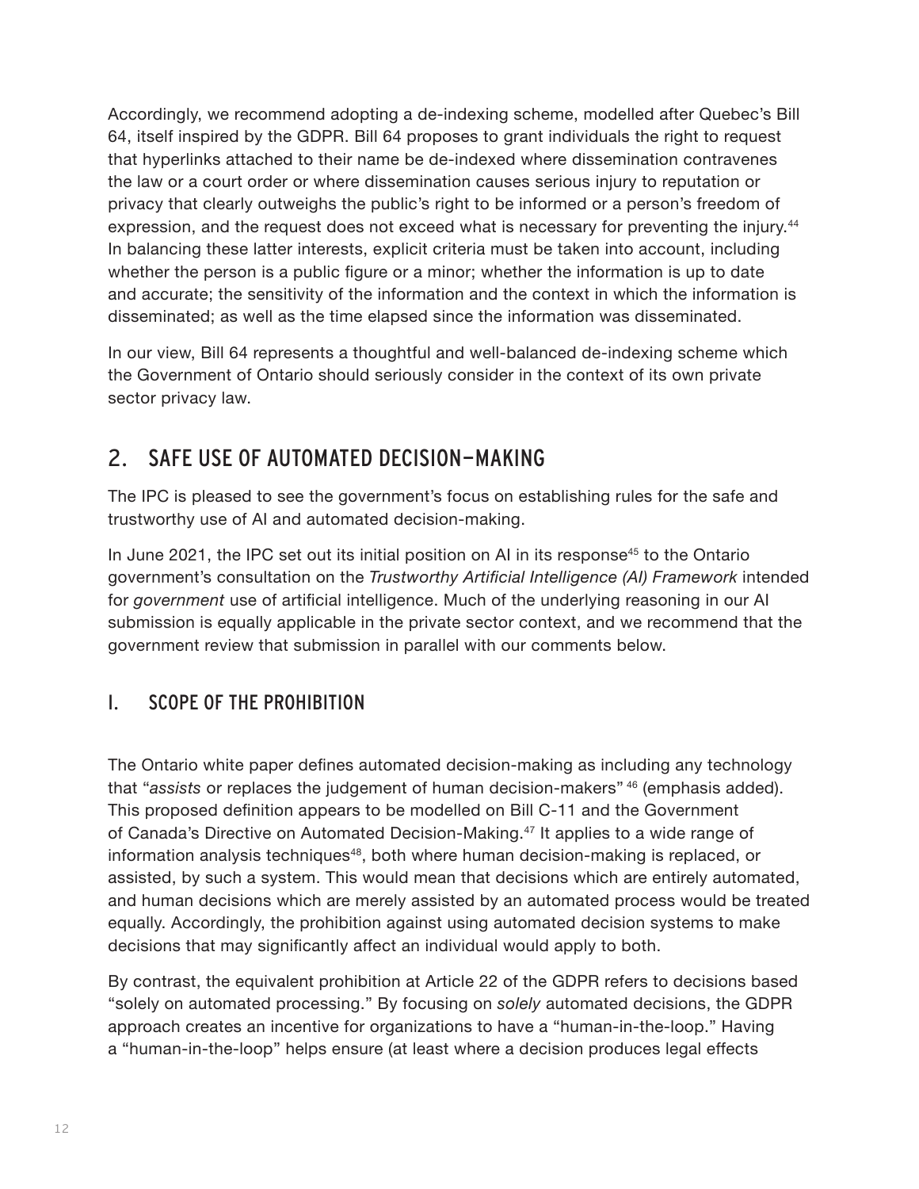Accordingly, we recommend adopting a de-indexing scheme, modelled after Quebec's Bill 64, itself inspired by the GDPR. Bill 64 proposes to grant individuals the right to request that hyperlinks attached to their name be de-indexed where dissemination contravenes the law or a court order or where dissemination causes serious injury to reputation or privacy that clearly outweighs the public's right to be informed or a person's freedom of expression, and the request does not exceed what is necessary for preventing the injury.[44] In balancing these latter interests, explicit criteria must be taken into account, including whether the person is a public figure or a minor; whether the information is up to date and accurate; the sensitivity of the information and the context in which the information is disseminated; as well as the time elapsed since the information was disseminated.

In our view, Bill 64 represents a thoughtful and well-balanced de-indexing scheme which the Government of Ontario should seriously consider in the context of its own private sector privacy law.

## 2. SAFE USE OF AUTOMATED DECISION-MAKING

The IPC is pleased to see the government's focus on establishing rules for the safe and trustworthy use of AI and automated decision-making.

In June 2021, the IPC set out its initial position on AI in its response[45] to the Ontario government's consultation on the *Trustworthy Artificial Intelligence (AI) Framework* intended for *government* use of artificial intelligence. Much of the underlying reasoning in our AI submission is equally applicable in the private sector context, and we recommend that the government review that submission in parallel with our comments below.

### I. SCOPE OF THE PROHIBITION

The Ontario white paper defines automated decision-making as including any technology that "*assists* or replaces the judgement of human decision-makers" [46] (emphasis added). This proposed definition appears to be modelled on Bill C-11 and the Government of Canada's Directive on Automated Decision-Making.[47] It applies to a wide range of information analysis techniques[48], both where human decision-making is replaced, or assisted, by such a system. This would mean that decisions which are entirely automated, and human decisions which are merely assisted by an automated process would be treated equally. Accordingly, the prohibition against using automated decision systems to make decisions that may significantly affect an individual would apply to both.

By contrast, the equivalent prohibition at Article 22 of the GDPR refers to decisions based "solely on automated processing." By focusing on *solely* automated decisions, the GDPR approach creates an incentive for organizations to have a "human-in-the-loop." Having a "human-in-the-loop" helps ensure (at least where a decision produces legal effects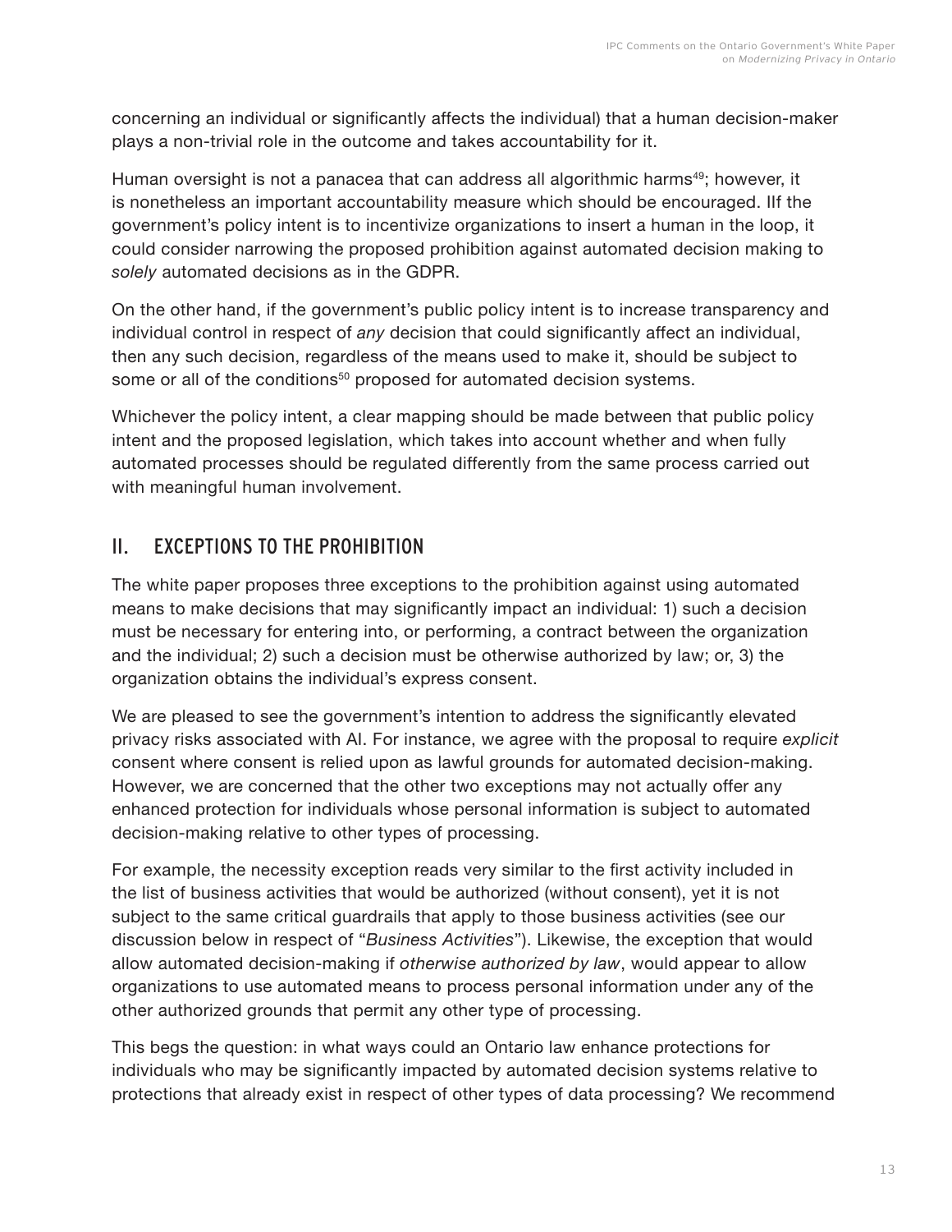concerning an individual or significantly affects the individual) that a human decision-maker plays a non-trivial role in the outcome and takes accountability for it.

Human oversight is not a panacea that can address all algorithmic harms[49]; however, it is nonetheless an important accountability measure which should be encouraged. IIf the government's policy intent is to incentivize organizations to insert a human in the loop, it could consider narrowing the proposed prohibition against automated decision making to *solely* automated decisions as in the GDPR.

On the other hand, if the government's public policy intent is to increase transparency and individual control in respect of *any* decision that could significantly affect an individual, then any such decision, regardless of the means used to make it, should be subject to some or all of the conditions[50] proposed for automated decision systems.

Whichever the policy intent, a clear mapping should be made between that public policy intent and the proposed legislation, which takes into account whether and when fully automated processes should be regulated differently from the same process carried out with meaningful human involvement.

## II. EXCEPTIONS TO THE PROHIBITION

The white paper proposes three exceptions to the prohibition against using automated means to make decisions that may significantly impact an individual: 1) such a decision must be necessary for entering into, or performing, a contract between the organization and the individual; 2) such a decision must be otherwise authorized by law; or, 3) the organization obtains the individual's express consent.

We are pleased to see the government's intention to address the significantly elevated privacy risks associated with AI. For instance, we agree with the proposal to require *explicit* consent where consent is relied upon as lawful grounds for automated decision-making. However, we are concerned that the other two exceptions may not actually offer any enhanced protection for individuals whose personal information is subject to automated decision-making relative to other types of processing.

For example, the necessity exception reads very similar to the first activity included in the list of business activities that would be authorized (without consent), yet it is not subject to the same critical guardrails that apply to those business activities (see our discussion below in respect of "*Business Activities*"). Likewise, the exception that would allow automated decision-making if *otherwise authorized by law*, would appear to allow organizations to use automated means to process personal information under any of the other authorized grounds that permit any other type of processing.

This begs the question: in what ways could an Ontario law enhance protections for individuals who may be significantly impacted by automated decision systems relative to protections that already exist in respect of other types of data processing? We recommend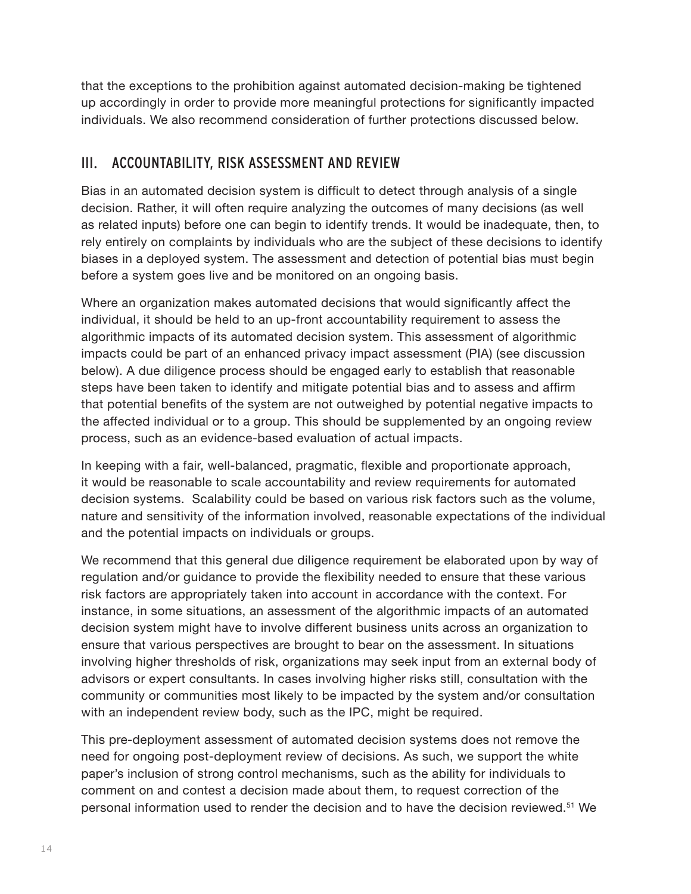that the exceptions to the prohibition against automated decision-making be tightened up accordingly in order to provide more meaningful protections for significantly impacted individuals. We also recommend consideration of further protections discussed below.

## III. ACCOUNTABILITY, RISK ASSESSMENT AND REVIEW

Bias in an automated decision system is difficult to detect through analysis of a single decision. Rather, it will often require analyzing the outcomes of many decisions (as well as related inputs) before one can begin to identify trends. It would be inadequate, then, to rely entirely on complaints by individuals who are the subject of these decisions to identify biases in a deployed system. The assessment and detection of potential bias must begin before a system goes live and be monitored on an ongoing basis.

Where an organization makes automated decisions that would significantly affect the individual, it should be held to an up-front accountability requirement to assess the algorithmic impacts of its automated decision system. This assessment of algorithmic impacts could be part of an enhanced privacy impact assessment (PIA) (see discussion below). A due diligence process should be engaged early to establish that reasonable steps have been taken to identify and mitigate potential bias and to assess and affirm that potential benefits of the system are not outweighed by potential negative impacts to the affected individual or to a group. This should be supplemented by an ongoing review process, such as an evidence-based evaluation of actual impacts.

In keeping with a fair, well-balanced, pragmatic, flexible and proportionate approach, it would be reasonable to scale accountability and review requirements for automated decision systems. Scalability could be based on various risk factors such as the volume, nature and sensitivity of the information involved, reasonable expectations of the individual and the potential impacts on individuals or groups.

We recommend that this general due diligence requirement be elaborated upon by way of regulation and/or guidance to provide the flexibility needed to ensure that these various risk factors are appropriately taken into account in accordance with the context. For instance, in some situations, an assessment of the algorithmic impacts of an automated decision system might have to involve different business units across an organization to ensure that various perspectives are brought to bear on the assessment. In situations involving higher thresholds of risk, organizations may seek input from an external body of advisors or expert consultants. In cases involving higher risks still, consultation with the community or communities most likely to be impacted by the system and/or consultation with an independent review body, such as the IPC, might be required.

This pre-deployment assessment of automated decision systems does not remove the need for ongoing post-deployment review of decisions. As such, we support the white paper's inclusion of strong control mechanisms, such as the ability for individuals to comment on and contest a decision made about them, to request correction of the personal information used to render the decision and to have the decision reviewed.[51] We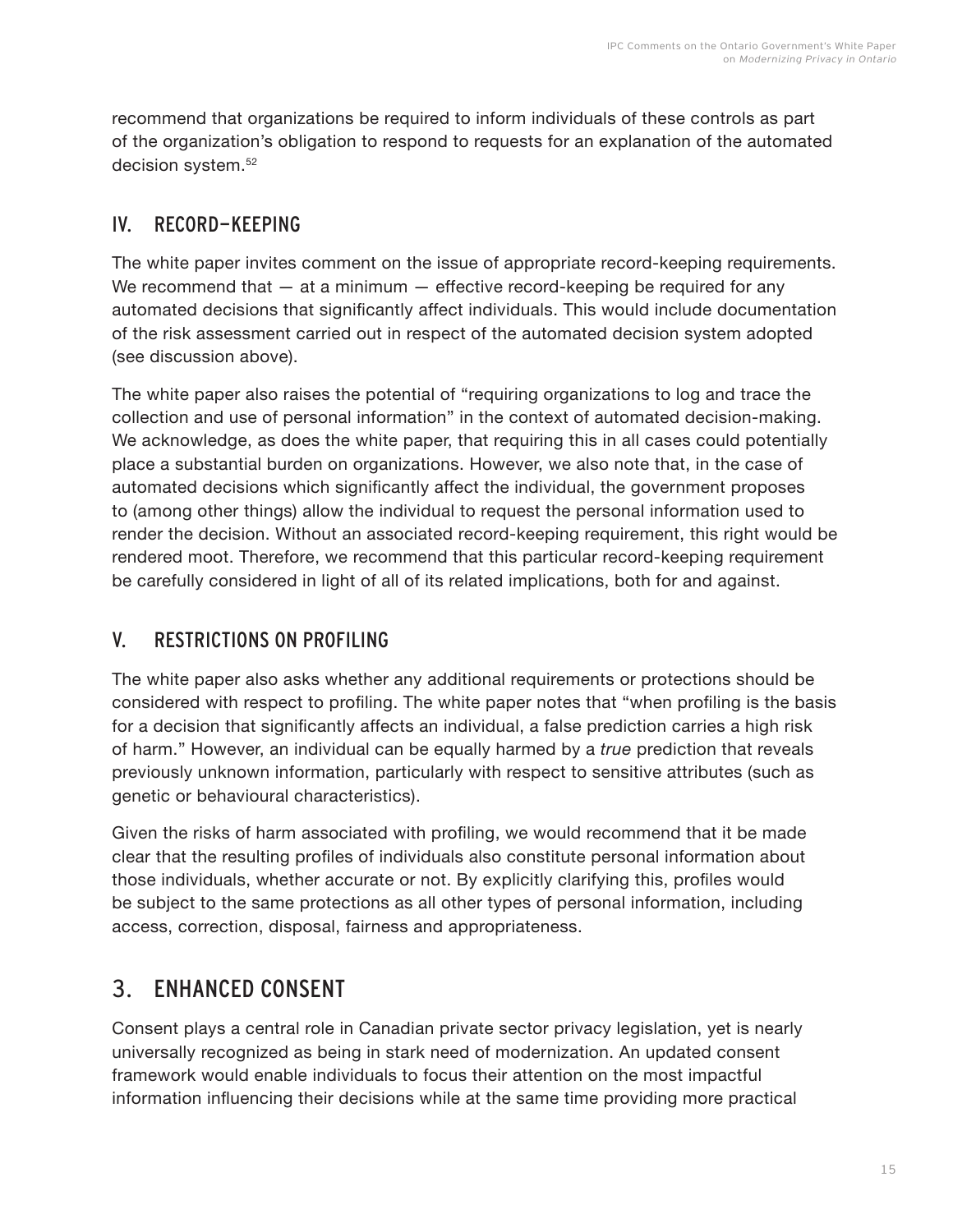recommend that organizations be required to inform individuals of these controls as part of the organization's obligation to respond to requests for an explanation of the automated decision system.[52]

### IV. RECORD-KEEPING

The white paper invites comment on the issue of appropriate record-keeping requirements. We recommend that — at a minimum — effective record-keeping be required for any automated decisions that significantly affect individuals. This would include documentation of the risk assessment carried out in respect of the automated decision system adopted (see discussion above).

The white paper also raises the potential of "requiring organizations to log and trace the collection and use of personal information" in the context of automated decision-making. We acknowledge, as does the white paper, that requiring this in all cases could potentially place a substantial burden on organizations. However, we also note that, in the case of automated decisions which significantly affect the individual, the government proposes to (among other things) allow the individual to request the personal information used to render the decision. Without an associated record-keeping requirement, this right would be rendered moot. Therefore, we recommend that this particular record-keeping requirement be carefully considered in light of all of its related implications, both for and against.

### V. RESTRICTIONS ON PROFILING

The white paper also asks whether any additional requirements or protections should be considered with respect to profiling. The white paper notes that "when profiling is the basis for a decision that significantly affects an individual, a false prediction carries a high risk of harm." However, an individual can be equally harmed by a *true* prediction that reveals previously unknown information, particularly with respect to sensitive attributes (such as genetic or behavioural characteristics).

Given the risks of harm associated with profiling, we would recommend that it be made clear that the resulting profiles of individuals also constitute personal information about those individuals, whether accurate or not. By explicitly clarifying this, profiles would be subject to the same protections as all other types of personal information, including access, correction, disposal, fairness and appropriateness.

## 3. ENHANCED CONSENT

Consent plays a central role in Canadian private sector privacy legislation, yet is nearly universally recognized as being in stark need of modernization. An updated consent framework would enable individuals to focus their attention on the most impactful information influencing their decisions while at the same time providing more practical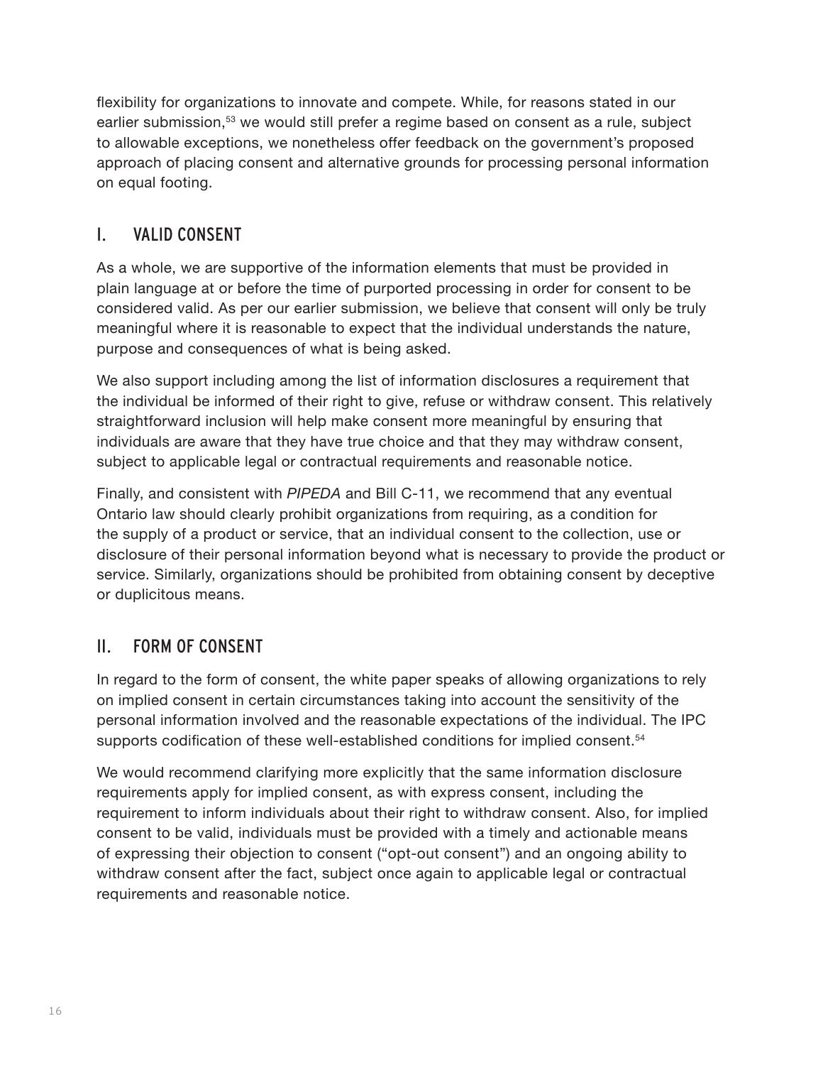flexibility for organizations to innovate and compete. While, for reasons stated in our earlier submission,[53] we would still prefer a regime based on consent as a rule, subject to allowable exceptions, we nonetheless offer feedback on the government's proposed approach of placing consent and alternative grounds for processing personal information on equal footing.

## I. VALID CONSENT

As a whole, we are supportive of the information elements that must be provided in plain language at or before the time of purported processing in order for consent to be considered valid. As per our earlier submission, we believe that consent will only be truly meaningful where it is reasonable to expect that the individual understands the nature, purpose and consequences of what is being asked.

We also support including among the list of information disclosures a requirement that the individual be informed of their right to give, refuse or withdraw consent. This relatively straightforward inclusion will help make consent more meaningful by ensuring that individuals are aware that they have true choice and that they may withdraw consent, subject to applicable legal or contractual requirements and reasonable notice.

Finally, and consistent with *PIPEDA* and Bill C-11, we recommend that any eventual Ontario law should clearly prohibit organizations from requiring, as a condition for the supply of a product or service, that an individual consent to the collection, use or disclosure of their personal information beyond what is necessary to provide the product or service. Similarly, organizations should be prohibited from obtaining consent by deceptive or duplicitous means.

## II. FORM OF CONSENT

In regard to the form of consent, the white paper speaks of allowing organizations to rely on implied consent in certain circumstances taking into account the sensitivity of the personal information involved and the reasonable expectations of the individual. The IPC supports codification of these well-established conditions for implied consent.[54]

We would recommend clarifying more explicitly that the same information disclosure requirements apply for implied consent, as with express consent, including the requirement to inform individuals about their right to withdraw consent. Also, for implied consent to be valid, individuals must be provided with a timely and actionable means of expressing their objection to consent ("opt-out consent") and an ongoing ability to withdraw consent after the fact, subject once again to applicable legal or contractual requirements and reasonable notice.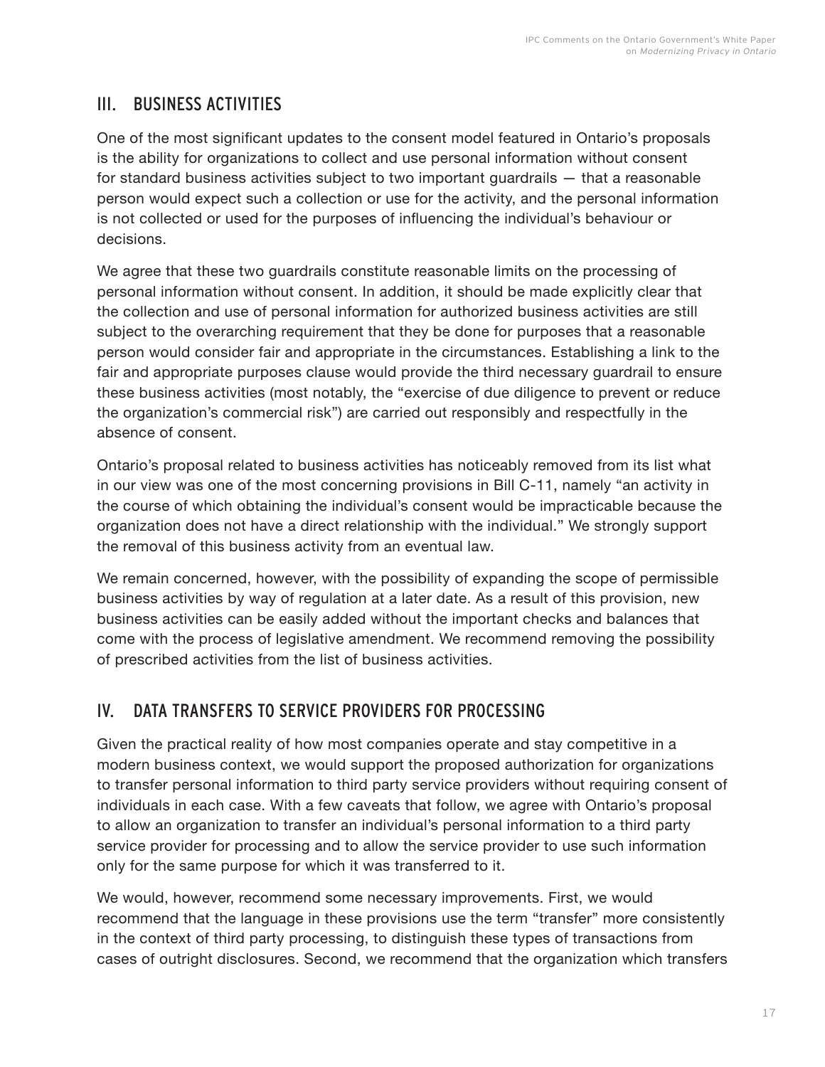## III. BUSINESS ACTIVITIES

One of the most significant updates to the consent model featured in Ontario's proposals is the ability for organizations to collect and use personal information without consent for standard business activities subject to two important guardrails — that a reasonable person would expect such a collection or use for the activity, and the personal information is not collected or used for the purposes of influencing the individual's behaviour or decisions.

We agree that these two guardrails constitute reasonable limits on the processing of personal information without consent. In addition, it should be made explicitly clear that the collection and use of personal information for authorized business activities are still subject to the overarching requirement that they be done for purposes that a reasonable person would consider fair and appropriate in the circumstances. Establishing a link to the fair and appropriate purposes clause would provide the third necessary guardrail to ensure these business activities (most notably, the "exercise of due diligence to prevent or reduce the organization's commercial risk") are carried out responsibly and respectfully in the absence of consent.

Ontario's proposal related to business activities has noticeably removed from its list what in our view was one of the most concerning provisions in Bill C-11, namely "an activity in the course of which obtaining the individual's consent would be impracticable because the organization does not have a direct relationship with the individual." We strongly support the removal of this business activity from an eventual law.

We remain concerned, however, with the possibility of expanding the scope of permissible business activities by way of regulation at a later date. As a result of this provision, new business activities can be easily added without the important checks and balances that come with the process of legislative amendment. We recommend removing the possibility of prescribed activities from the list of business activities.

## IV. DATA TRANSFERS TO SERVICE PROVIDERS FOR PROCESSING

Given the practical reality of how most companies operate and stay competitive in a modern business context, we would support the proposed authorization for organizations to transfer personal information to third party service providers without requiring consent of individuals in each case. With a few caveats that follow, we agree with Ontario's proposal to allow an organization to transfer an individual's personal information to a third party service provider for processing and to allow the service provider to use such information only for the same purpose for which it was transferred to it.

We would, however, recommend some necessary improvements. First, we would recommend that the language in these provisions use the term "transfer" more consistently in the context of third party processing, to distinguish these types of transactions from cases of outright disclosures. Second, we recommend that the organization which transfers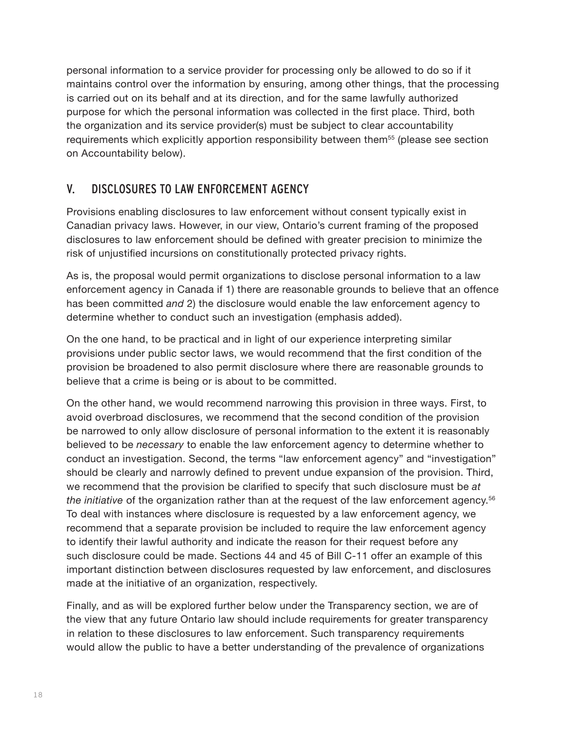personal information to a service provider for processing only be allowed to do so if it maintains control over the information by ensuring, among other things, that the processing is carried out on its behalf and at its direction, and for the same lawfully authorized purpose for which the personal information was collected in the first place. Third, both the organization and its service provider(s) must be subject to clear accountability requirements which explicitly apportion responsibility between them[55] (please see section on Accountability below).

## V. DISCLOSURES TO LAW ENFORCEMENT AGENCY

Provisions enabling disclosures to law enforcement without consent typically exist in Canadian privacy laws. However, in our view, Ontario's current framing of the proposed disclosures to law enforcement should be defined with greater precision to minimize the risk of unjustified incursions on constitutionally protected privacy rights.

As is, the proposal would permit organizations to disclose personal information to a law enforcement agency in Canada if 1) there are reasonable grounds to believe that an offence has been committed *and* 2) the disclosure would enable the law enforcement agency to determine whether to conduct such an investigation (emphasis added).

On the one hand, to be practical and in light of our experience interpreting similar provisions under public sector laws, we would recommend that the first condition of the provision be broadened to also permit disclosure where there are reasonable grounds to believe that a crime is being or is about to be committed.

On the other hand, we would recommend narrowing this provision in three ways. First, to avoid overbroad disclosures, we recommend that the second condition of the provision be narrowed to only allow disclosure of personal information to the extent it is reasonably believed to be *necessary* to enable the law enforcement agency to determine whether to conduct an investigation. Second, the terms "law enforcement agency" and "investigation" should be clearly and narrowly defined to prevent undue expansion of the provision. Third, we recommend that the provision be clarified to specify that such disclosure must be *at the initiative* of the organization rather than at the request of the law enforcement agency.[56] To deal with instances where disclosure is requested by a law enforcement agency, we recommend that a separate provision be included to require the law enforcement agency to identify their lawful authority and indicate the reason for their request before any such disclosure could be made. Sections 44 and 45 of Bill C-11 offer an example of this important distinction between disclosures requested by law enforcement, and disclosures made at the initiative of an organization, respectively.

Finally, and as will be explored further below under the Transparency section, we are of the view that any future Ontario law should include requirements for greater transparency in relation to these disclosures to law enforcement. Such transparency requirements would allow the public to have a better understanding of the prevalence of organizations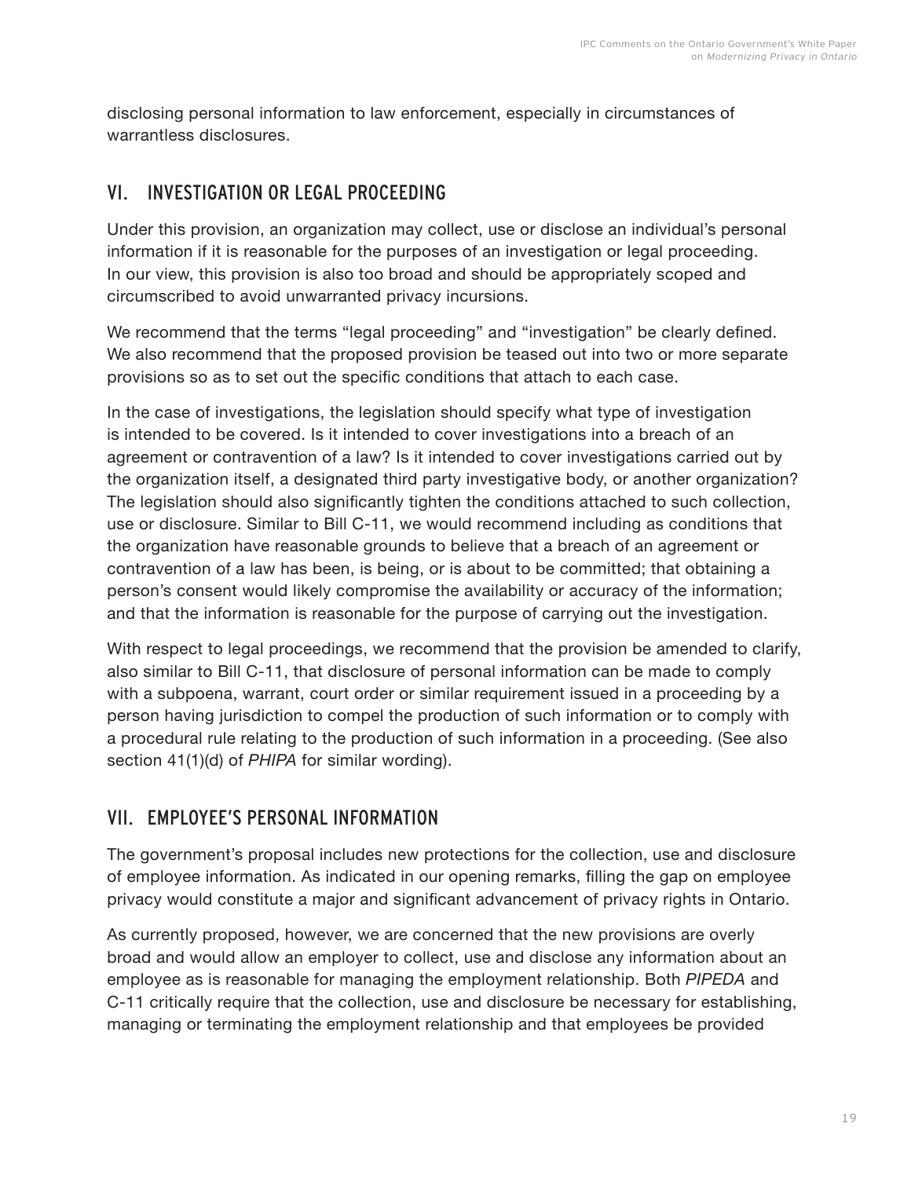disclosing personal information to law enforcement, especially in circumstances of warrantless disclosures.

## VI. INVESTIGATION OR LEGAL PROCEEDING

Under this provision, an organization may collect, use or disclose an individual's personal information if it is reasonable for the purposes of an investigation or legal proceeding. In our view, this provision is also too broad and should be appropriately scoped and circumscribed to avoid unwarranted privacy incursions.

We recommend that the terms "legal proceeding" and "investigation" be clearly defined. We also recommend that the proposed provision be teased out into two or more separate provisions so as to set out the specific conditions that attach to each case.

In the case of investigations, the legislation should specify what type of investigation is intended to be covered. Is it intended to cover investigations into a breach of an agreement or contravention of a law? Is it intended to cover investigations carried out by the organization itself, a designated third party investigative body, or another organization? The legislation should also significantly tighten the conditions attached to such collection, use or disclosure. Similar to Bill C-11, we would recommend including as conditions that the organization have reasonable grounds to believe that a breach of an agreement or contravention of a law has been, is being, or is about to be committed; that obtaining a person's consent would likely compromise the availability or accuracy of the information; and that the information is reasonable for the purpose of carrying out the investigation.

With respect to legal proceedings, we recommend that the provision be amended to clarify, also similar to Bill C-11, that disclosure of personal information can be made to comply with a subpoena, warrant, court order or similar requirement issued in a proceeding by a person having jurisdiction to compel the production of such information or to comply with a procedural rule relating to the production of such information in a proceeding. (See also section 41(1)(d) of *PHIPA* for similar wording).

## VII. EMPLOYEE'S PERSONAL INFORMATION

The government's proposal includes new protections for the collection, use and disclosure of employee information. As indicated in our opening remarks, filling the gap on employee privacy would constitute a major and significant advancement of privacy rights in Ontario.

As currently proposed, however, we are concerned that the new provisions are overly broad and would allow an employer to collect, use and disclose any information about an employee as is reasonable for managing the employment relationship. Both *PIPEDA* and C-11 critically require that the collection, use and disclosure be necessary for establishing, managing or terminating the employment relationship and that employees be provided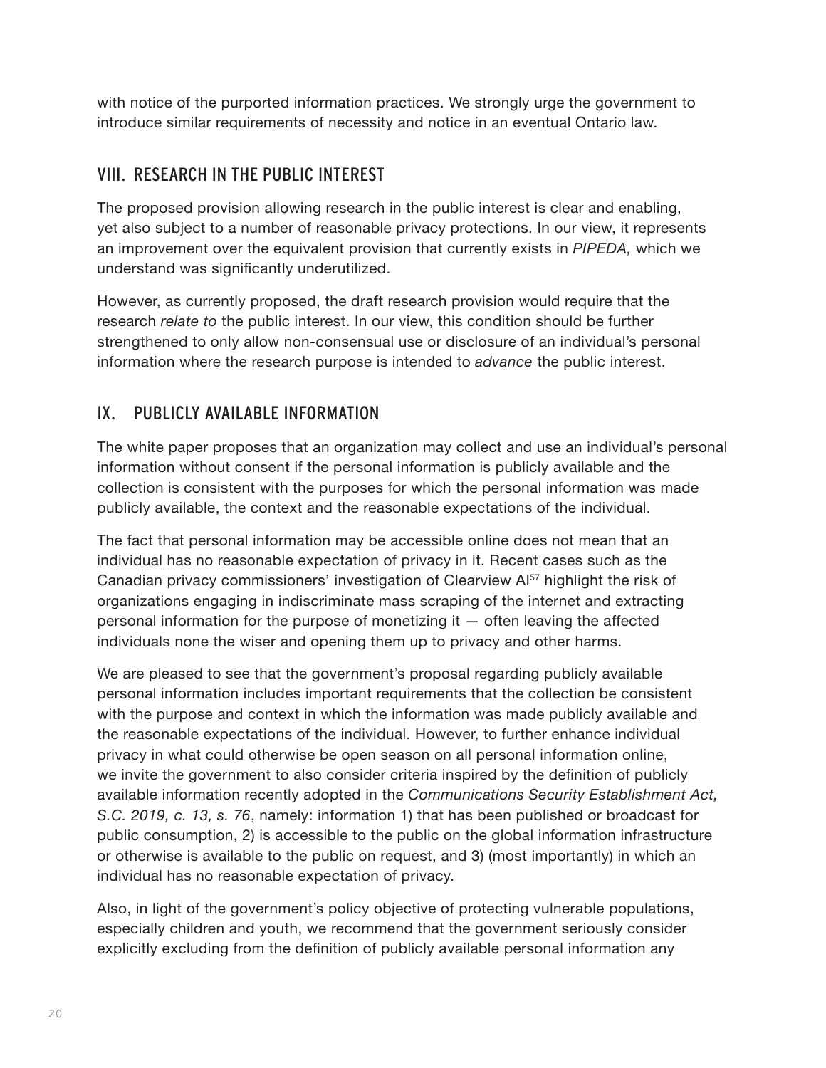with notice of the purported information practices. We strongly urge the government to introduce similar requirements of necessity and notice in an eventual Ontario law.

## VIII. RESEARCH IN THE PUBLIC INTEREST

The proposed provision allowing research in the public interest is clear and enabling, yet also subject to a number of reasonable privacy protections. In our view, it represents an improvement over the equivalent provision that currently exists in *PIPEDA,* which we understand was significantly underutilized.

However, as currently proposed, the draft research provision would require that the research *relate to* the public interest. In our view, this condition should be further strengthened to only allow non-consensual use or disclosure of an individual's personal information where the research purpose is intended to *advance* the public interest.

## IX. PUBLICLY AVAILABLE INFORMATION

The white paper proposes that an organization may collect and use an individual's personal information without consent if the personal information is publicly available and the collection is consistent with the purposes for which the personal information was made publicly available, the context and the reasonable expectations of the individual.

The fact that personal information may be accessible online does not mean that an individual has no reasonable expectation of privacy in it. Recent cases such as the Canadian privacy commissioners' investigation of Clearview AI[57] highlight the risk of organizations engaging in indiscriminate mass scraping of the internet and extracting personal information for the purpose of monetizing it — often leaving the affected individuals none the wiser and opening them up to privacy and other harms.

We are pleased to see that the government's proposal regarding publicly available personal information includes important requirements that the collection be consistent with the purpose and context in which the information was made publicly available and the reasonable expectations of the individual. However, to further enhance individual privacy in what could otherwise be open season on all personal information online, we invite the government to also consider criteria inspired by the definition of publicly available information recently adopted in the *Communications Security Establishment Act, S.C. 2019, c. 13, s. 76*, namely: information 1) that has been published or broadcast for public consumption, 2) is accessible to the public on the global information infrastructure or otherwise is available to the public on request, and 3) (most importantly) in which an individual has no reasonable expectation of privacy.

Also, in light of the government's policy objective of protecting vulnerable populations, especially children and youth, we recommend that the government seriously consider explicitly excluding from the definition of publicly available personal information any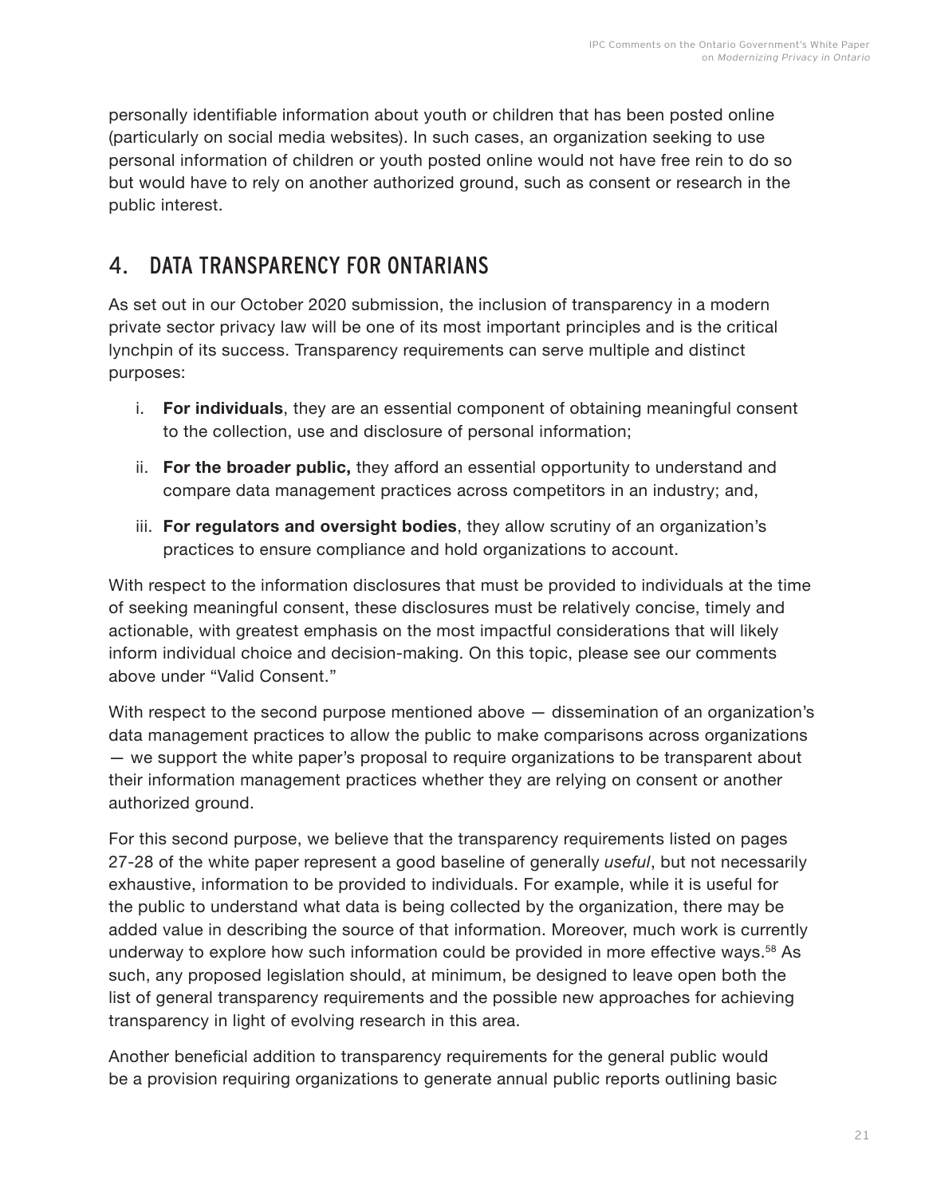personally identifiable information about youth or children that has been posted online (particularly on social media websites). In such cases, an organization seeking to use personal information of children or youth posted online would not have free rein to do so but would have to rely on another authorized ground, such as consent or research in the public interest.

## 4. DATA TRANSPARENCY FOR ONTARIANS

As set out in our October 2020 submission, the inclusion of transparency in a modern private sector privacy law will be one of its most important principles and is the critical lynchpin of its success. Transparency requirements can serve multiple and distinct purposes:

i. **For individuals**, they are an essential component of obtaining meaningful consent to the collection, use and disclosure of personal information;

ii. **For the broader public,** they afford an essential opportunity to understand and compare data management practices across competitors in an industry; and,

iii. **For regulators and oversight bodies**, they allow scrutiny of an organization's practices to ensure compliance and hold organizations to account.

With respect to the information disclosures that must be provided to individuals at the time of seeking meaningful consent, these disclosures must be relatively concise, timely and actionable, with greatest emphasis on the most impactful considerations that will likely inform individual choice and decision-making. On this topic, please see our comments above under "Valid Consent."

With respect to the second purpose mentioned above — dissemination of an organization's data management practices to allow the public to make comparisons across organizations — we support the white paper's proposal to require organizations to be transparent about their information management practices whether they are relying on consent or another authorized ground.

For this second purpose, we believe that the transparency requirements listed on pages 27-28 of the white paper represent a good baseline of generally *useful*, but not necessarily exhaustive, information to be provided to individuals. For example, while it is useful for the public to understand what data is being collected by the organization, there may be added value in describing the source of that information. Moreover, much work is currently underway to explore how such information could be provided in more effective ways.[58] As such, any proposed legislation should, at minimum, be designed to leave open both the list of general transparency requirements and the possible new approaches for achieving transparency in light of evolving research in this area.

Another beneficial addition to transparency requirements for the general public would be a provision requiring organizations to generate annual public reports outlining basic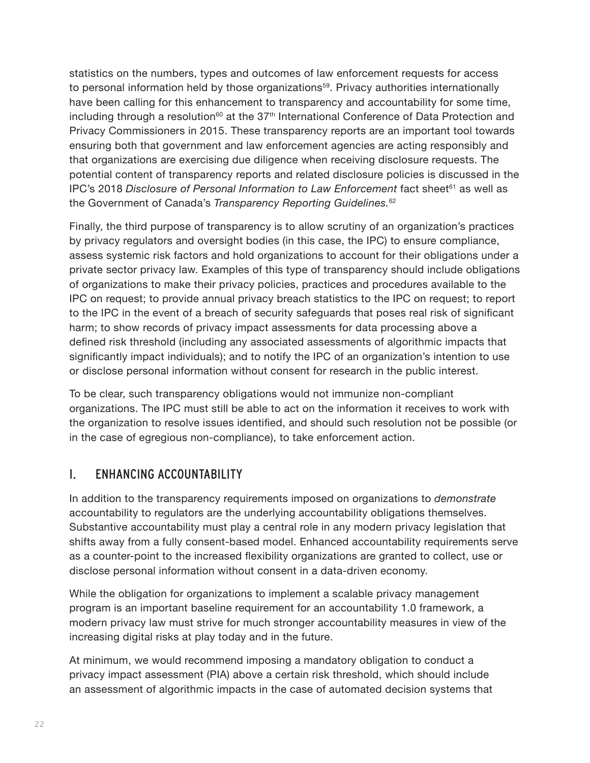statistics on the numbers, types and outcomes of law enforcement requests for access to personal information held by those organizations[59]. Privacy authorities internationally have been calling for this enhancement to transparency and accountability for some time, including through a resolution[60] at the 37th International Conference of Data Protection and Privacy Commissioners in 2015. These transparency reports are an important tool towards ensuring both that government and law enforcement agencies are acting responsibly and that organizations are exercising due diligence when receiving disclosure requests. The potential content of transparency reports and related disclosure policies is discussed in the IPC's 2018 *Disclosure of Personal Information to Law Enforcement* fact sheet[61] as well as the Government of Canada's *Transparency Reporting Guidelines.*[62]

Finally, the third purpose of transparency is to allow scrutiny of an organization's practices by privacy regulators and oversight bodies (in this case, the IPC) to ensure compliance, assess systemic risk factors and hold organizations to account for their obligations under a private sector privacy law. Examples of this type of transparency should include obligations of organizations to make their privacy policies, practices and procedures available to the IPC on request; to provide annual privacy breach statistics to the IPC on request; to report to the IPC in the event of a breach of security safeguards that poses real risk of significant harm; to show records of privacy impact assessments for data processing above a defined risk threshold (including any associated assessments of algorithmic impacts that significantly impact individuals); and to notify the IPC of an organization's intention to use or disclose personal information without consent for research in the public interest.

To be clear, such transparency obligations would not immunize non-compliant organizations. The IPC must still be able to act on the information it receives to work with the organization to resolve issues identified, and should such resolution not be possible (or in the case of egregious non-compliance), to take enforcement action.

## I. ENHANCING ACCOUNTABILITY

In addition to the transparency requirements imposed on organizations to *demonstrate* accountability to regulators are the underlying accountability obligations themselves. Substantive accountability must play a central role in any modern privacy legislation that shifts away from a fully consent-based model. Enhanced accountability requirements serve as a counter-point to the increased flexibility organizations are granted to collect, use or disclose personal information without consent in a data-driven economy.

While the obligation for organizations to implement a scalable privacy management program is an important baseline requirement for an accountability 1.0 framework, a modern privacy law must strive for much stronger accountability measures in view of the increasing digital risks at play today and in the future.

At minimum, we would recommend imposing a mandatory obligation to conduct a privacy impact assessment (PIA) above a certain risk threshold, which should include an assessment of algorithmic impacts in the case of automated decision systems that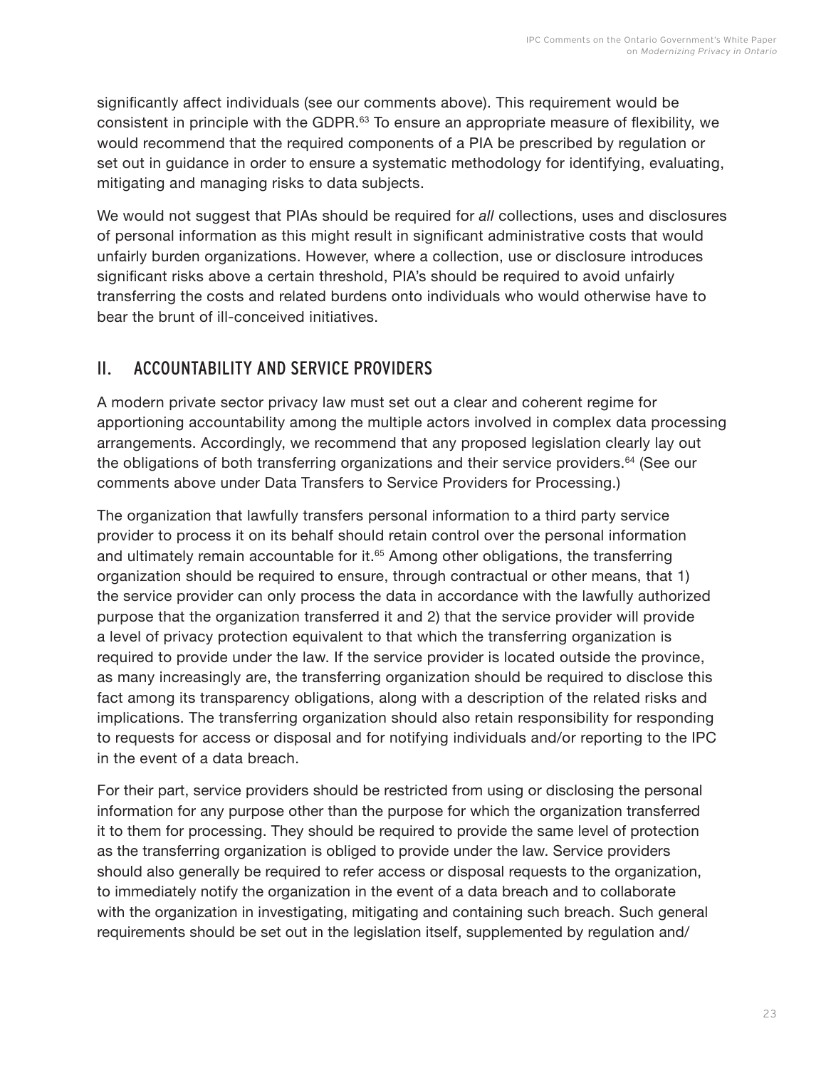significantly affect individuals (see our comments above). This requirement would be consistent in principle with the GDPR.[63] To ensure an appropriate measure of flexibility, we would recommend that the required components of a PIA be prescribed by regulation or set out in guidance in order to ensure a systematic methodology for identifying, evaluating, mitigating and managing risks to data subjects.

We would not suggest that PIAs should be required for *all* collections, uses and disclosures of personal information as this might result in significant administrative costs that would unfairly burden organizations. However, where a collection, use or disclosure introduces significant risks above a certain threshold, PIA's should be required to avoid unfairly transferring the costs and related burdens onto individuals who would otherwise have to bear the brunt of ill-conceived initiatives.

## II. ACCOUNTABILITY AND SERVICE PROVIDERS

A modern private sector privacy law must set out a clear and coherent regime for apportioning accountability among the multiple actors involved in complex data processing arrangements. Accordingly, we recommend that any proposed legislation clearly lay out the obligations of both transferring organizations and their service providers.[64] (See our comments above under Data Transfers to Service Providers for Processing.)

The organization that lawfully transfers personal information to a third party service provider to process it on its behalf should retain control over the personal information and ultimately remain accountable for it.[65] Among other obligations, the transferring organization should be required to ensure, through contractual or other means, that 1) the service provider can only process the data in accordance with the lawfully authorized purpose that the organization transferred it and 2) that the service provider will provide a level of privacy protection equivalent to that which the transferring organization is required to provide under the law. If the service provider is located outside the province, as many increasingly are, the transferring organization should be required to disclose this fact among its transparency obligations, along with a description of the related risks and implications. The transferring organization should also retain responsibility for responding to requests for access or disposal and for notifying individuals and/or reporting to the IPC in the event of a data breach.

For their part, service providers should be restricted from using or disclosing the personal information for any purpose other than the purpose for which the organization transferred it to them for processing. They should be required to provide the same level of protection as the transferring organization is obliged to provide under the law. Service providers should also generally be required to refer access or disposal requests to the organization, to immediately notify the organization in the event of a data breach and to collaborate with the organization in investigating, mitigating and containing such breach. Such general requirements should be set out in the legislation itself, supplemented by regulation and/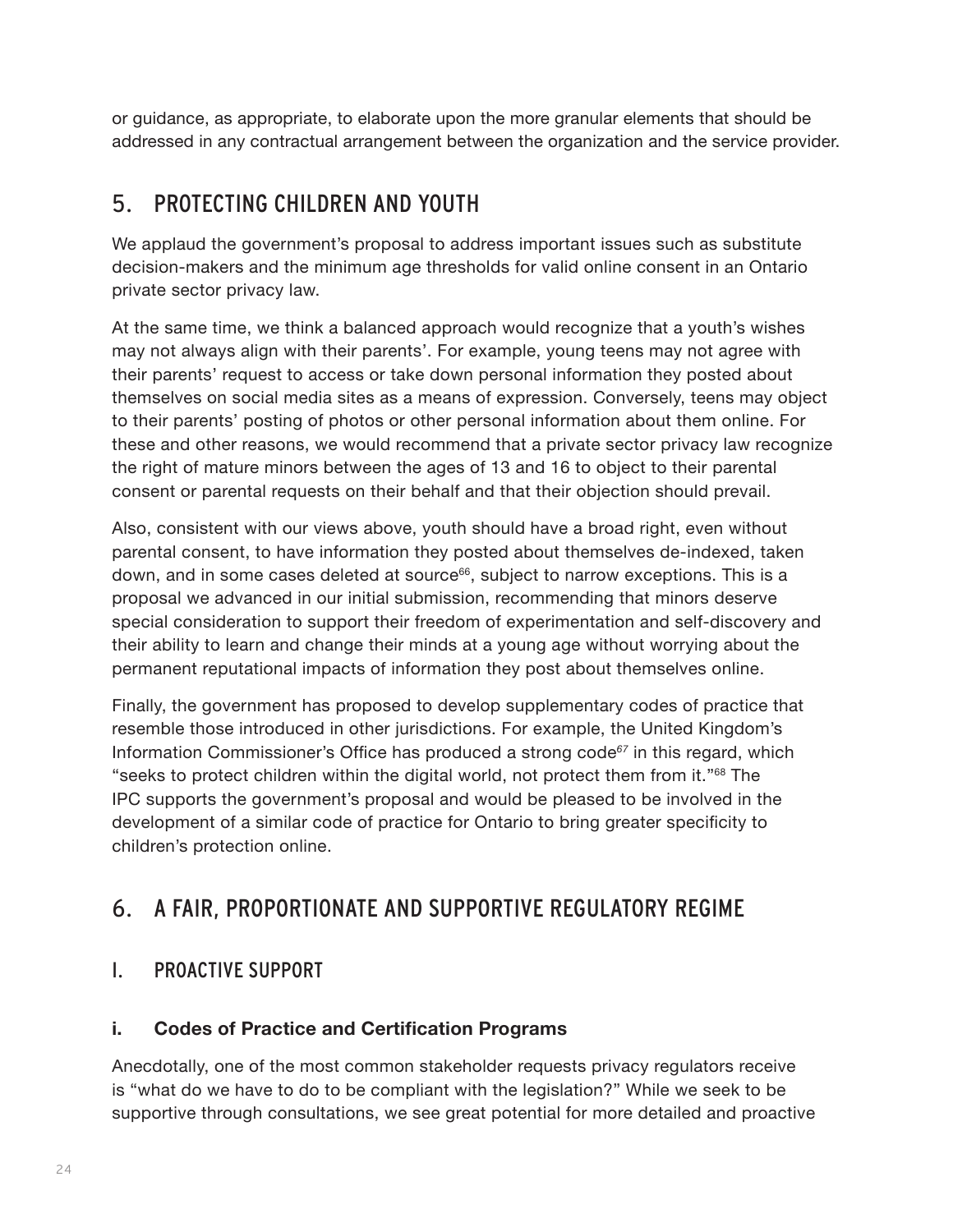or guidance, as appropriate, to elaborate upon the more granular elements that should be addressed in any contractual arrangement between the organization and the service provider.

## 5. PROTECTING CHILDREN AND YOUTH

We applaud the government's proposal to address important issues such as substitute decision-makers and the minimum age thresholds for valid online consent in an Ontario private sector privacy law.

At the same time, we think a balanced approach would recognize that a youth's wishes may not always align with their parents'. For example, young teens may not agree with their parents' request to access or take down personal information they posted about themselves on social media sites as a means of expression. Conversely, teens may object to their parents' posting of photos or other personal information about them online. For these and other reasons, we would recommend that a private sector privacy law recognize the right of mature minors between the ages of 13 and 16 to object to their parental consent or parental requests on their behalf and that their objection should prevail.

Also, consistent with our views above, youth should have a broad right, even without parental consent, to have information they posted about themselves de-indexed, taken down, and in some cases deleted at source[66], subject to narrow exceptions. This is a proposal we advanced in our initial submission, recommending that minors deserve special consideration to support their freedom of experimentation and self-discovery and their ability to learn and change their minds at a young age without worrying about the permanent reputational impacts of information they post about themselves online.

Finally, the government has proposed to develop supplementary codes of practice that resemble those introduced in other jurisdictions. For example, the United Kingdom's Information Commissioner's Office has produced a strong code[67] in this regard, which "seeks to protect children within the digital world, not protect them from it."[68] The IPC supports the government's proposal and would be pleased to be involved in the development of a similar code of practice for Ontario to bring greater specificity to children's protection online.

## 6. A FAIR, PROPORTIONATE AND SUPPORTIVE REGULATORY REGIME

### I. PROACTIVE SUPPORT

#### i. Codes of Practice and Certification Programs

Anecdotally, one of the most common stakeholder requests privacy regulators receive is "what do we have to do to be compliant with the legislation?" While we seek to be supportive through consultations, we see great potential for more detailed and proactive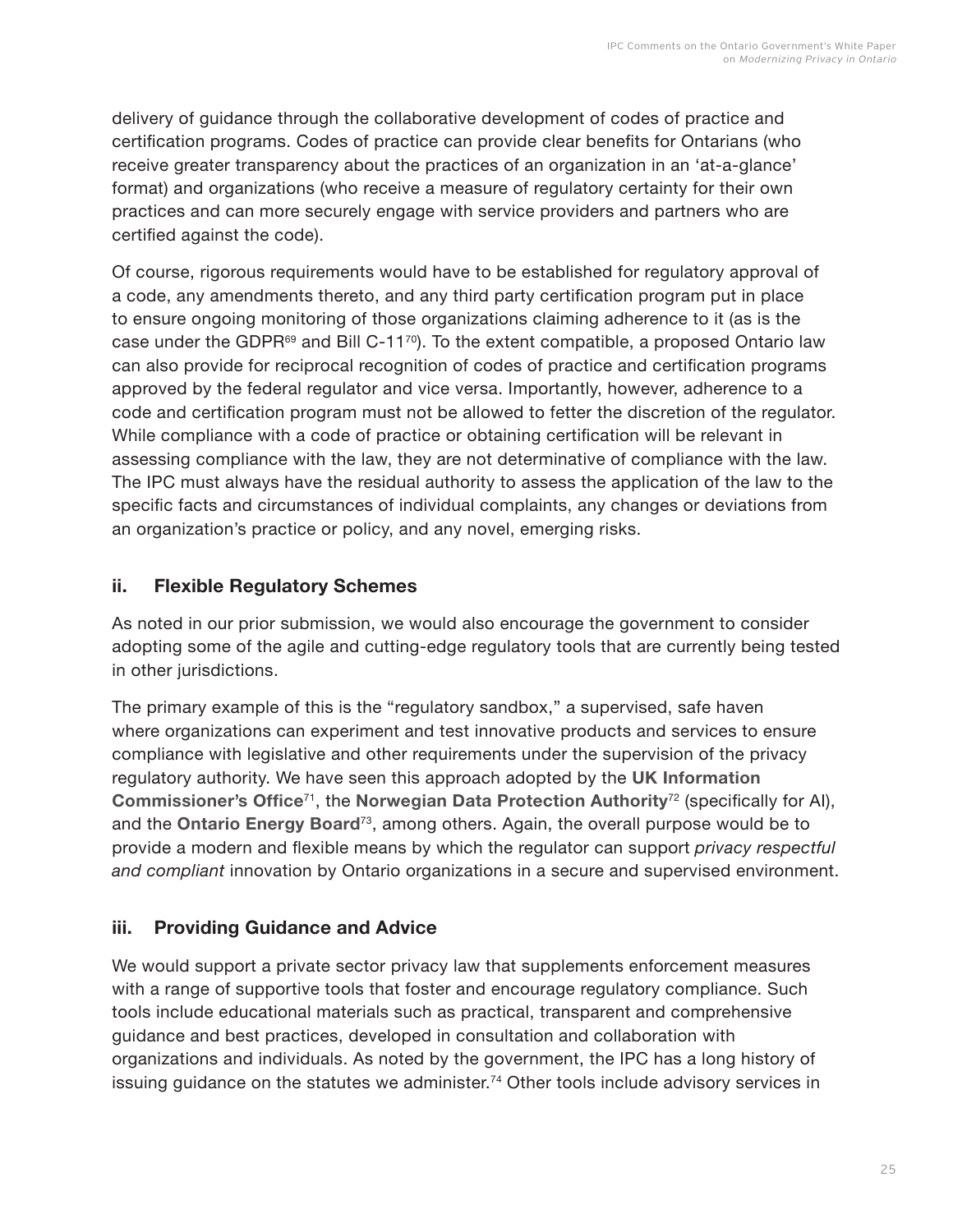delivery of guidance through the collaborative development of codes of practice and certification programs. Codes of practice can provide clear benefits for Ontarians (who receive greater transparency about the practices of an organization in an 'at-a-glance' format) and organizations (who receive a measure of regulatory certainty for their own practices and can more securely engage with service providers and partners who are certified against the code).

Of course, rigorous requirements would have to be established for regulatory approval of a code, any amendments thereto, and any third party certification program put in place to ensure ongoing monitoring of those organizations claiming adherence to it (as is the case under the GDPR[69] and Bill C-11[70]). To the extent compatible, a proposed Ontario law can also provide for reciprocal recognition of codes of practice and certification programs approved by the federal regulator and vice versa. Importantly, however, adherence to a code and certification program must not be allowed to fetter the discretion of the regulator. While compliance with a code of practice or obtaining certification will be relevant in assessing compliance with the law, they are not determinative of compliance with the law. The IPC must always have the residual authority to assess the application of the law to the specific facts and circumstances of individual complaints, any changes or deviations from an organization's practice or policy, and any novel, emerging risks.

### ii. Flexible Regulatory Schemes

As noted in our prior submission, we would also encourage the government to consider adopting some of the agile and cutting-edge regulatory tools that are currently being tested in other jurisdictions.

The primary example of this is the "regulatory sandbox," a supervised, safe haven where organizations can experiment and test innovative products and services to ensure compliance with legislative and other requirements under the supervision of the privacy regulatory authority. We have seen this approach adopted by the **UK Information Commissioner's Office**[71], the **Norwegian Data Protection Authority**[72] (specifically for AI), and the **Ontario Energy Board**[73], among others. Again, the overall purpose would be to provide a modern and flexible means by which the regulator can support *privacy respectful and compliant* innovation by Ontario organizations in a secure and supervised environment.

### iii. Providing Guidance and Advice

We would support a private sector privacy law that supplements enforcement measures with a range of supportive tools that foster and encourage regulatory compliance. Such tools include educational materials such as practical, transparent and comprehensive guidance and best practices, developed in consultation and collaboration with organizations and individuals. As noted by the government, the IPC has a long history of issuing guidance on the statutes we administer.[74] Other tools include advisory services in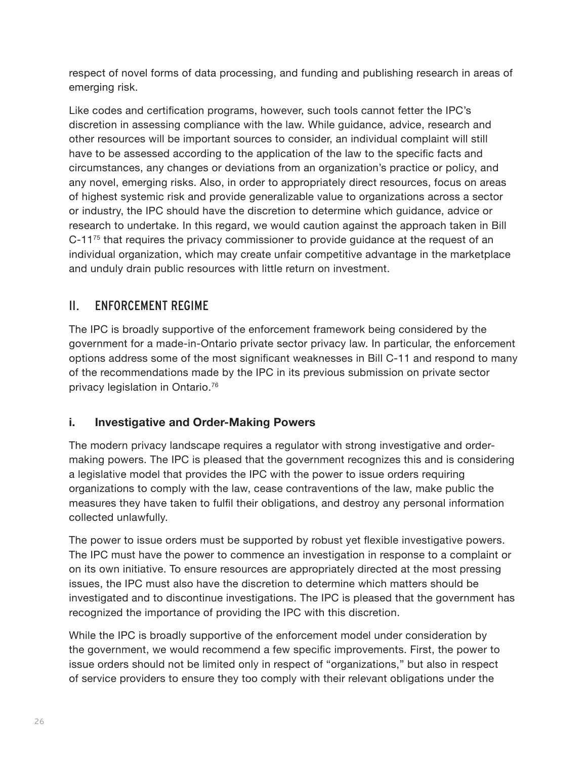respect of novel forms of data processing, and funding and publishing research in areas of emerging risk.

Like codes and certification programs, however, such tools cannot fetter the IPC's discretion in assessing compliance with the law. While guidance, advice, research and other resources will be important sources to consider, an individual complaint will still have to be assessed according to the application of the law to the specific facts and circumstances, any changes or deviations from an organization's practice or policy, and any novel, emerging risks. Also, in order to appropriately direct resources, focus on areas of highest systemic risk and provide generalizable value to organizations across a sector or industry, the IPC should have the discretion to determine which guidance, advice or research to undertake. In this regard, we would caution against the approach taken in Bill C-11[75] that requires the privacy commissioner to provide guidance at the request of an individual organization, which may create unfair competitive advantage in the marketplace and unduly drain public resources with little return on investment.

## II. ENFORCEMENT REGIME

The IPC is broadly supportive of the enforcement framework being considered by the government for a made-in-Ontario private sector privacy law. In particular, the enforcement options address some of the most significant weaknesses in Bill C-11 and respond to many of the recommendations made by the IPC in its previous submission on private sector privacy legislation in Ontario.[76]

### i. Investigative and Order-Making Powers

The modern privacy landscape requires a regulator with strong investigative and order-making powers. The IPC is pleased that the government recognizes this and is considering a legislative model that provides the IPC with the power to issue orders requiring organizations to comply with the law, cease contraventions of the law, make public the measures they have taken to fulfil their obligations, and destroy any personal information collected unlawfully.

The power to issue orders must be supported by robust yet flexible investigative powers. The IPC must have the power to commence an investigation in response to a complaint or on its own initiative. To ensure resources are appropriately directed at the most pressing issues, the IPC must also have the discretion to determine which matters should be investigated and to discontinue investigations. The IPC is pleased that the government has recognized the importance of providing the IPC with this discretion.

While the IPC is broadly supportive of the enforcement model under consideration by the government, we would recommend a few specific improvements. First, the power to issue orders should not be limited only in respect of "organizations," but also in respect of service providers to ensure they too comply with their relevant obligations under the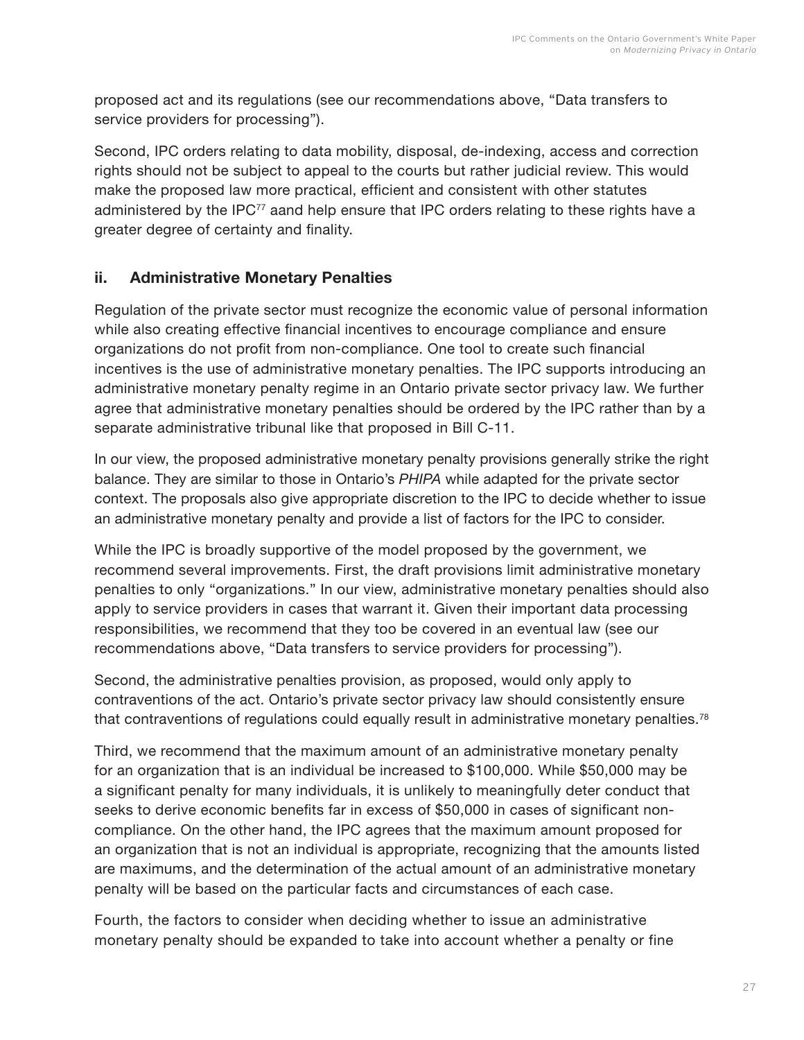proposed act and its regulations (see our recommendations above, "Data transfers to service providers for processing").

Second, IPC orders relating to data mobility, disposal, de-indexing, access and correction rights should not be subject to appeal to the courts but rather judicial review. This would make the proposed law more practical, efficient and consistent with other statutes administered by the IPC[77] aand help ensure that IPC orders relating to these rights have a greater degree of certainty and finality.

### ii. Administrative Monetary Penalties

Regulation of the private sector must recognize the economic value of personal information while also creating effective financial incentives to encourage compliance and ensure organizations do not profit from non-compliance. One tool to create such financial incentives is the use of administrative monetary penalties. The IPC supports introducing an administrative monetary penalty regime in an Ontario private sector privacy law. We further agree that administrative monetary penalties should be ordered by the IPC rather than by a separate administrative tribunal like that proposed in Bill C-11.

In our view, the proposed administrative monetary penalty provisions generally strike the right balance. They are similar to those in Ontario's *PHIPA* while adapted for the private sector context. The proposals also give appropriate discretion to the IPC to decide whether to issue an administrative monetary penalty and provide a list of factors for the IPC to consider.

While the IPC is broadly supportive of the model proposed by the government, we recommend several improvements. First, the draft provisions limit administrative monetary penalties to only "organizations." In our view, administrative monetary penalties should also apply to service providers in cases that warrant it. Given their important data processing responsibilities, we recommend that they too be covered in an eventual law (see our recommendations above, "Data transfers to service providers for processing").

Second, the administrative penalties provision, as proposed, would only apply to contraventions of the act. Ontario's private sector privacy law should consistently ensure that contraventions of regulations could equally result in administrative monetary penalties.[78]

Third, we recommend that the maximum amount of an administrative monetary penalty for an organization that is an individual be increased to $100,000. While $50,000 may be a significant penalty for many individuals, it is unlikely to meaningfully deter conduct that seeks to derive economic benefits far in excess of $50,000 in cases of significant non-compliance. On the other hand, the IPC agrees that the maximum amount proposed for an organization that is not an individual is appropriate, recognizing that the amounts listed are maximums, and the determination of the actual amount of an administrative monetary penalty will be based on the particular facts and circumstances of each case.

Fourth, the factors to consider when deciding whether to issue an administrative monetary penalty should be expanded to take into account whether a penalty or fine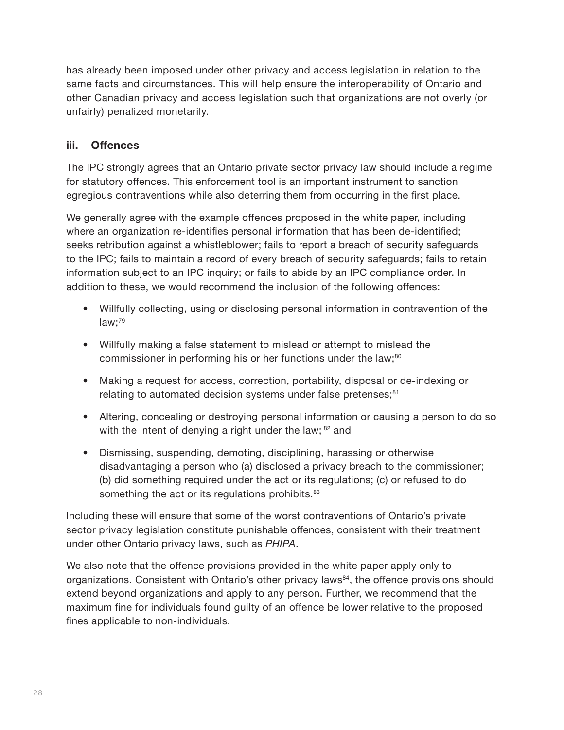has already been imposed under other privacy and access legislation in relation to the same facts and circumstances. This will help ensure the interoperability of Ontario and other Canadian privacy and access legislation such that organizations are not overly (or unfairly) penalized monetarily.

### iii. Offences

The IPC strongly agrees that an Ontario private sector privacy law should include a regime for statutory offences. This enforcement tool is an important instrument to sanction egregious contraventions while also deterring them from occurring in the first place.

We generally agree with the example offences proposed in the white paper, including where an organization re-identifies personal information that has been de-identified; seeks retribution against a whistleblower; fails to report a breach of security safeguards to the IPC; fails to maintain a record of every breach of security safeguards; fails to retain information subject to an IPC inquiry; or fails to abide by an IPC compliance order. In addition to these, we would recommend the inclusion of the following offences:

- Willfully collecting, using or disclosing personal information in contravention of the law;[79]
- Willfully making a false statement to mislead or attempt to mislead the commissioner in performing his or her functions under the law;[80]
- Making a request for access, correction, portability, disposal or de-indexing or relating to automated decision systems under false pretenses;[81]
- Altering, concealing or destroying personal information or causing a person to do so with the intent of denying a right under the law; [82] and
- Dismissing, suspending, demoting, disciplining, harassing or otherwise disadvantaging a person who (a) disclosed a privacy breach to the commissioner; (b) did something required under the act or its regulations; (c) or refused to do something the act or its regulations prohibits.[83]

Including these will ensure that some of the worst contraventions of Ontario's private sector privacy legislation constitute punishable offences, consistent with their treatment under other Ontario privacy laws, such as *PHIPA*.

We also note that the offence provisions provided in the white paper apply only to organizations. Consistent with Ontario's other privacy laws[84], the offence provisions should extend beyond organizations and apply to any person. Further, we recommend that the maximum fine for individuals found guilty of an offence be lower relative to the proposed fines applicable to non-individuals.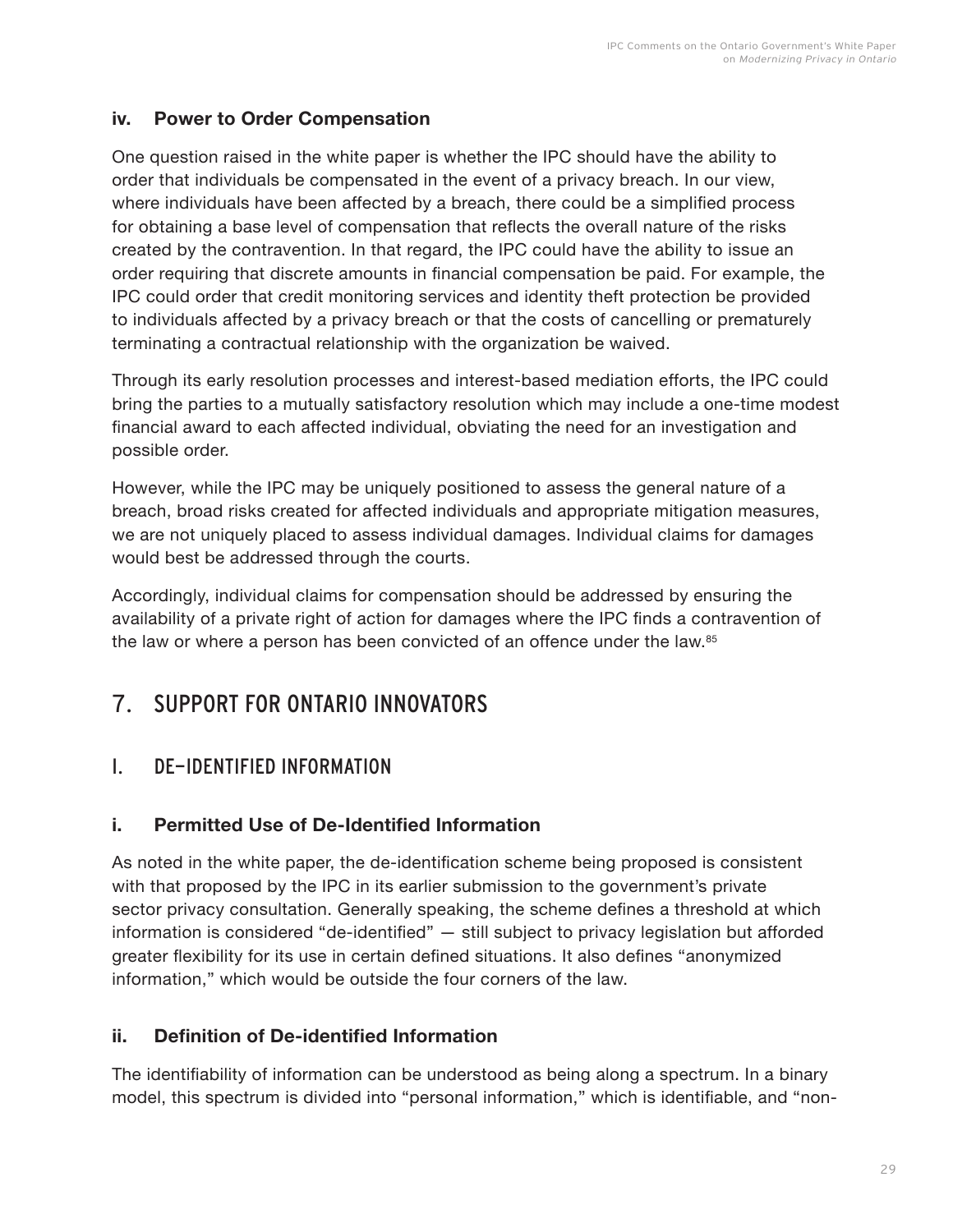### iv. Power to Order Compensation

One question raised in the white paper is whether the IPC should have the ability to order that individuals be compensated in the event of a privacy breach. In our view, where individuals have been affected by a breach, there could be a simplified process for obtaining a base level of compensation that reflects the overall nature of the risks created by the contravention. In that regard, the IPC could have the ability to issue an order requiring that discrete amounts in financial compensation be paid. For example, the IPC could order that credit monitoring services and identity theft protection be provided to individuals affected by a privacy breach or that the costs of cancelling or prematurely terminating a contractual relationship with the organization be waived.

Through its early resolution processes and interest-based mediation efforts, the IPC could bring the parties to a mutually satisfactory resolution which may include a one-time modest financial award to each affected individual, obviating the need for an investigation and possible order.

However, while the IPC may be uniquely positioned to assess the general nature of a breach, broad risks created for affected individuals and appropriate mitigation measures, we are not uniquely placed to assess individual damages. Individual claims for damages would best be addressed through the courts.

Accordingly, individual claims for compensation should be addressed by ensuring the availability of a private right of action for damages where the IPC finds a contravention of the law or where a person has been convicted of an offence under the law.[85]

# 7. SUPPORT FOR ONTARIO INNOVATORS

## I. DE-IDENTIFIED INFORMATION

### i. Permitted Use of De-Identified Information

As noted in the white paper, the de-identification scheme being proposed is consistent with that proposed by the IPC in its earlier submission to the government's private sector privacy consultation. Generally speaking, the scheme defines a threshold at which information is considered "de-identified" — still subject to privacy legislation but afforded greater flexibility for its use in certain defined situations. It also defines "anonymized information," which would be outside the four corners of the law.

### ii. Definition of De-identified Information

The identifiability of information can be understood as being along a spectrum. In a binary model, this spectrum is divided into "personal information," which is identifiable, and "non-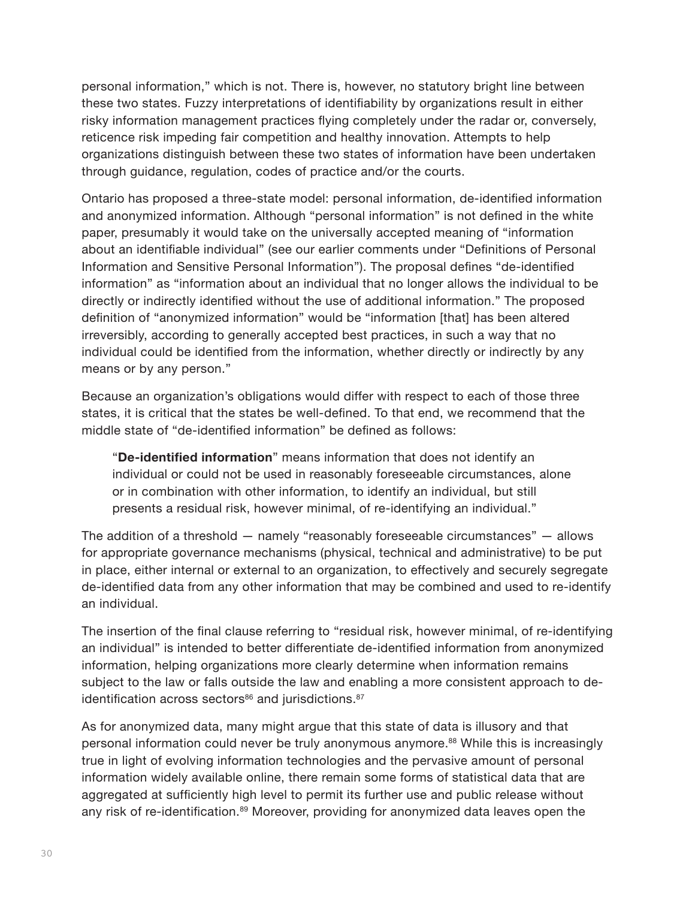personal information," which is not. There is, however, no statutory bright line between these two states. Fuzzy interpretations of identifiability by organizations result in either risky information management practices flying completely under the radar or, conversely, reticence risk impeding fair competition and healthy innovation. Attempts to help organizations distinguish between these two states of information have been undertaken through guidance, regulation, codes of practice and/or the courts.

Ontario has proposed a three-state model: personal information, de-identified information and anonymized information. Although "personal information" is not defined in the white paper, presumably it would take on the universally accepted meaning of "information about an identifiable individual" (see our earlier comments under "Definitions of Personal Information and Sensitive Personal Information"). The proposal defines "de-identified information" as "information about an individual that no longer allows the individual to be directly or indirectly identified without the use of additional information." The proposed definition of "anonymized information" would be "information [that] has been altered irreversibly, according to generally accepted best practices, in such a way that no individual could be identified from the information, whether directly or indirectly by any means or by any person."

Because an organization's obligations would differ with respect to each of those three states, it is critical that the states be well-defined. To that end, we recommend that the middle state of "de-identified information" be defined as follows:

> "**De-identified information**" means information that does not identify an individual or could not be used in reasonably foreseeable circumstances, alone or in combination with other information, to identify an individual, but still presents a residual risk, however minimal, of re-identifying an individual."

The addition of a threshold — namely "reasonably foreseeable circumstances" — allows for appropriate governance mechanisms (physical, technical and administrative) to be put in place, either internal or external to an organization, to effectively and securely segregate de-identified data from any other information that may be combined and used to re-identify an individual.

The insertion of the final clause referring to "residual risk, however minimal, of re-identifying an individual" is intended to better differentiate de-identified information from anonymized information, helping organizations more clearly determine when information remains subject to the law or falls outside the law and enabling a more consistent approach to de-identification across sectors[86] and jurisdictions.[87]

As for anonymized data, many might argue that this state of data is illusory and that personal information could never be truly anonymous anymore.[88] While this is increasingly true in light of evolving information technologies and the pervasive amount of personal information widely available online, there remain some forms of statistical data that are aggregated at sufficiently high level to permit its further use and public release without any risk of re-identification.[89] Moreover, providing for anonymized data leaves open the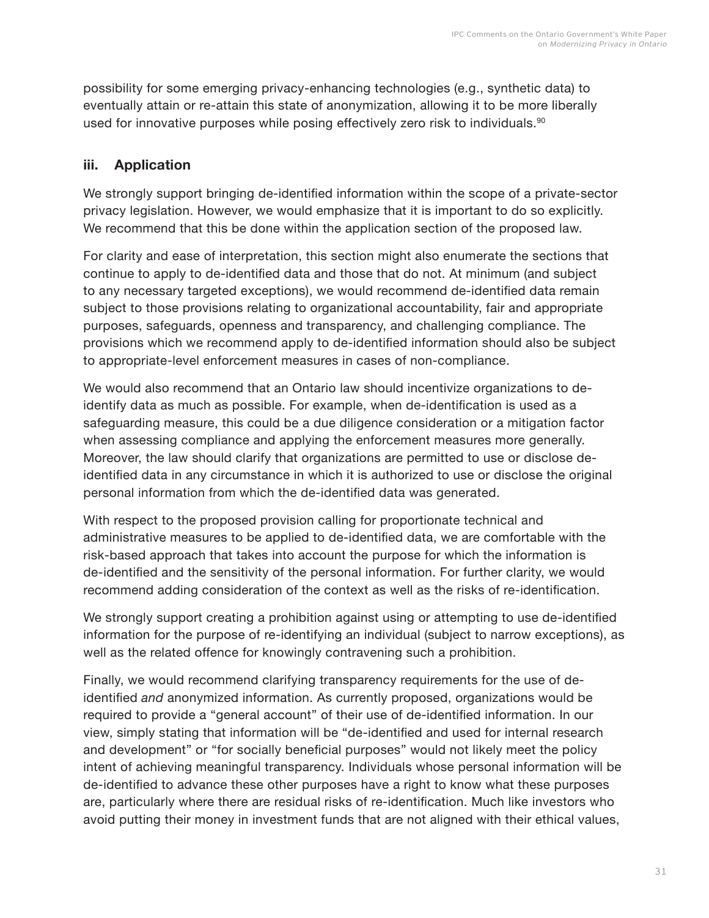possibility for some emerging privacy-enhancing technologies (e.g., synthetic data) to eventually attain or re-attain this state of anonymization, allowing it to be more liberally used for innovative purposes while posing effectively zero risk to individuals.[90]

### iii. Application

We strongly support bringing de-identified information within the scope of a private-sector privacy legislation. However, we would emphasize that it is important to do so explicitly. We recommend that this be done within the application section of the proposed law.

For clarity and ease of interpretation, this section might also enumerate the sections that continue to apply to de-identified data and those that do not. At minimum (and subject to any necessary targeted exceptions), we would recommend de-identified data remain subject to those provisions relating to organizational accountability, fair and appropriate purposes, safeguards, openness and transparency, and challenging compliance. The provisions which we recommend apply to de-identified information should also be subject to appropriate-level enforcement measures in cases of non-compliance.

We would also recommend that an Ontario law should incentivize organizations to de-identify data as much as possible. For example, when de-identification is used as a safeguarding measure, this could be a due diligence consideration or a mitigation factor when assessing compliance and applying the enforcement measures more generally. Moreover, the law should clarify that organizations are permitted to use or disclose de-identified data in any circumstance in which it is authorized to use or disclose the original personal information from which the de-identified data was generated.

With respect to the proposed provision calling for proportionate technical and administrative measures to be applied to de-identified data, we are comfortable with the risk-based approach that takes into account the purpose for which the information is de-identified and the sensitivity of the personal information. For further clarity, we would recommend adding consideration of the context as well as the risks of re-identification.

We strongly support creating a prohibition against using or attempting to use de-identified information for the purpose of re-identifying an individual (subject to narrow exceptions), as well as the related offence for knowingly contravening such a prohibition.

Finally, we would recommend clarifying transparency requirements for the use of de-identified *and* anonymized information. As currently proposed, organizations would be required to provide a "general account" of their use of de-identified information. In our view, simply stating that information will be "de-identified and used for internal research and development" or "for socially beneficial purposes" would not likely meet the policy intent of achieving meaningful transparency. Individuals whose personal information will be de-identified to advance these other purposes have a right to know what these purposes are, particularly where there are residual risks of re-identification. Much like investors who avoid putting their money in investment funds that are not aligned with their ethical values,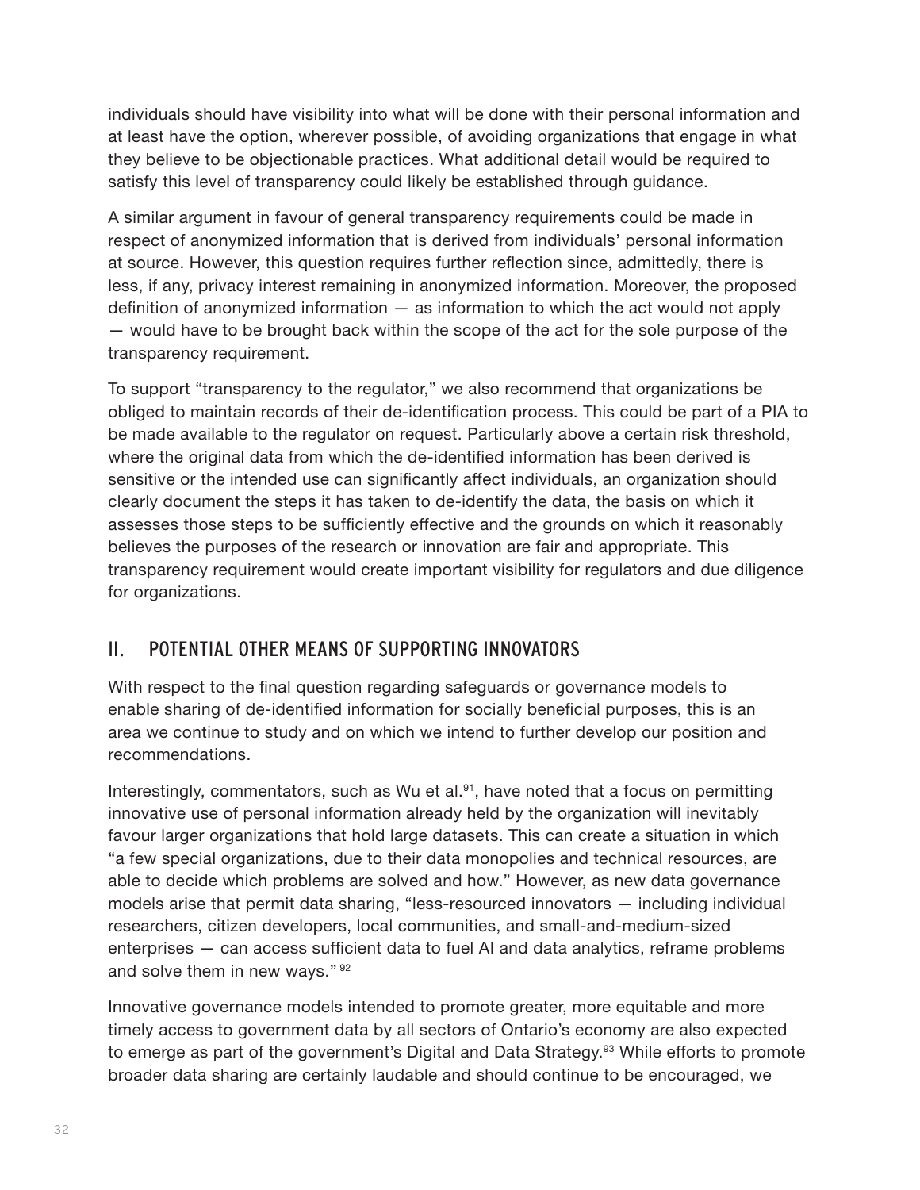individuals should have visibility into what will be done with their personal information and at least have the option, wherever possible, of avoiding organizations that engage in what they believe to be objectionable practices. What additional detail would be required to satisfy this level of transparency could likely be established through guidance.

A similar argument in favour of general transparency requirements could be made in respect of anonymized information that is derived from individuals' personal information at source. However, this question requires further reflection since, admittedly, there is less, if any, privacy interest remaining in anonymized information. Moreover, the proposed definition of anonymized information — as information to which the act would not apply — would have to be brought back within the scope of the act for the sole purpose of the transparency requirement.

To support "transparency to the regulator," we also recommend that organizations be obliged to maintain records of their de-identification process. This could be part of a PIA to be made available to the regulator on request. Particularly above a certain risk threshold, where the original data from which the de-identified information has been derived is sensitive or the intended use can significantly affect individuals, an organization should clearly document the steps it has taken to de-identify the data, the basis on which it assesses those steps to be sufficiently effective and the grounds on which it reasonably believes the purposes of the research or innovation are fair and appropriate. This transparency requirement would create important visibility for regulators and due diligence for organizations.

## II. POTENTIAL OTHER MEANS OF SUPPORTING INNOVATORS

With respect to the final question regarding safeguards or governance models to enable sharing of de-identified information for socially beneficial purposes, this is an area we continue to study and on which we intend to further develop our position and recommendations.

Interestingly, commentators, such as Wu et al.[91], have noted that a focus on permitting innovative use of personal information already held by the organization will inevitably favour larger organizations that hold large datasets. This can create a situation in which "a few special organizations, due to their data monopolies and technical resources, are able to decide which problems are solved and how." However, as new data governance models arise that permit data sharing, "less-resourced innovators — including individual researchers, citizen developers, local communities, and small-and-medium-sized enterprises — can access sufficient data to fuel AI and data analytics, reframe problems and solve them in new ways."[92]

Innovative governance models intended to promote greater, more equitable and more timely access to government data by all sectors of Ontario's economy are also expected to emerge as part of the government's Digital and Data Strategy.[93] While efforts to promote broader data sharing are certainly laudable and should continue to be encouraged, we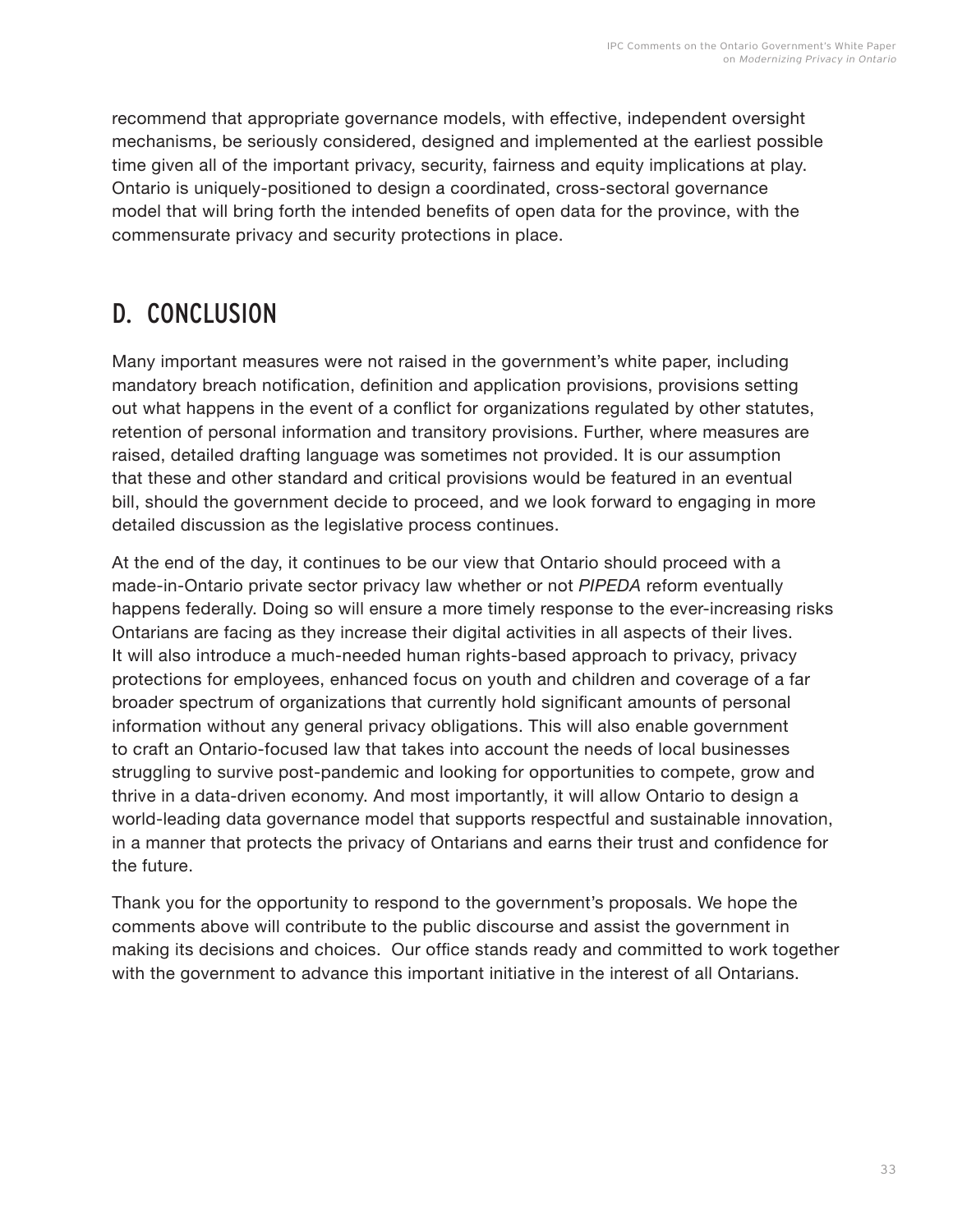recommend that appropriate governance models, with effective, independent oversight mechanisms, be seriously considered, designed and implemented at the earliest possible time given all of the important privacy, security, fairness and equity implications at play. Ontario is uniquely-positioned to design a coordinated, cross-sectoral governance model that will bring forth the intended benefits of open data for the province, with the commensurate privacy and security protections in place.

## D. CONCLUSION

Many important measures were not raised in the government's white paper, including mandatory breach notification, definition and application provisions, provisions setting out what happens in the event of a conflict for organizations regulated by other statutes, retention of personal information and transitory provisions. Further, where measures are raised, detailed drafting language was sometimes not provided. It is our assumption that these and other standard and critical provisions would be featured in an eventual bill, should the government decide to proceed, and we look forward to engaging in more detailed discussion as the legislative process continues.

At the end of the day, it continues to be our view that Ontario should proceed with a made-in-Ontario private sector privacy law whether or not *PIPEDA* reform eventually happens federally. Doing so will ensure a more timely response to the ever-increasing risks Ontarians are facing as they increase their digital activities in all aspects of their lives. It will also introduce a much-needed human rights-based approach to privacy, privacy protections for employees, enhanced focus on youth and children and coverage of a far broader spectrum of organizations that currently hold significant amounts of personal information without any general privacy obligations. This will also enable government to craft an Ontario-focused law that takes into account the needs of local businesses struggling to survive post-pandemic and looking for opportunities to compete, grow and thrive in a data-driven economy. And most importantly, it will allow Ontario to design a world-leading data governance model that supports respectful and sustainable innovation, in a manner that protects the privacy of Ontarians and earns their trust and confidence for the future.

Thank you for the opportunity to respond to the government's proposals. We hope the comments above will contribute to the public discourse and assist the government in making its decisions and choices. Our office stands ready and committed to work together with the government to advance this important initiative in the interest of all Ontarians.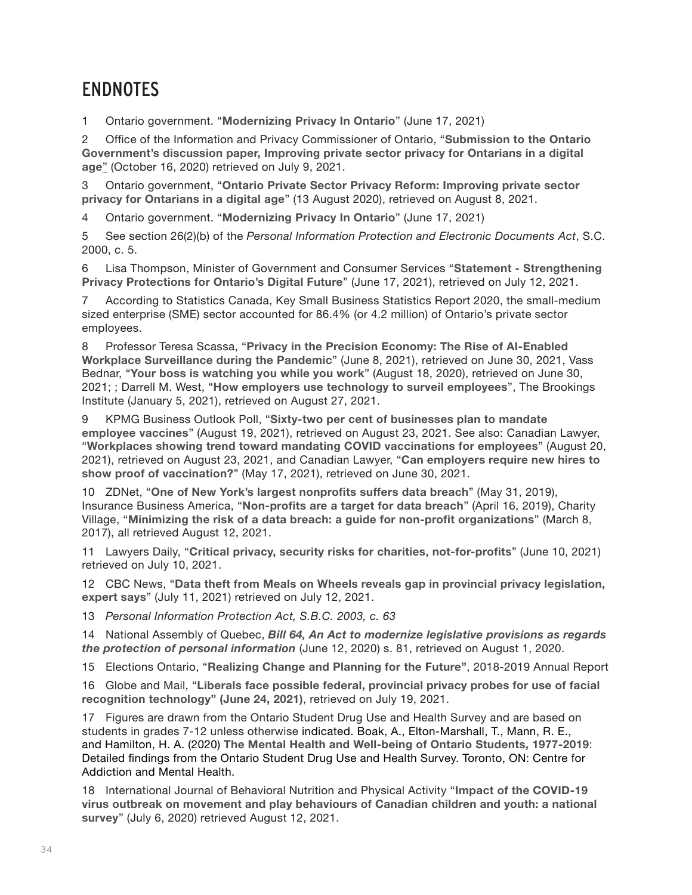# ENDNOTES

1 Ontario government. "**Modernizing Privacy In Ontario**" (June 17, 2021)

2 Office of the Information and Privacy Commissioner of Ontario, "**Submission to the Ontario Government's discussion paper, Improving private sector privacy for Ontarians in a digital age**" (October 16, 2020) retrieved on July 9, 2021.

3 Ontario government, "**Ontario Private Sector Privacy Reform: Improving private sector privacy for Ontarians in a digital age**" (13 August 2020), retrieved on August 8, 2021.

4 Ontario government. "**Modernizing Privacy In Ontario**" (June 17, 2021)

5 See section 26(2)(b) of the *Personal Information Protection and Electronic Documents Act*, S.C. 2000, c. 5.

6 Lisa Thompson, Minister of Government and Consumer Services "**Statement - Strengthening Privacy Protections for Ontario's Digital Future**" (June 17, 2021), retrieved on July 12, 2021.

7 According to Statistics Canada, Key Small Business Statistics Report 2020, the small-medium sized enterprise (SME) sector accounted for 86.4% (or 4.2 million) of Ontario's private sector employees.

8 Professor Teresa Scassa, "**Privacy in the Precision Economy: The Rise of AI-Enabled Workplace Surveillance during the Pandemic**" (June 8, 2021), retrieved on June 30, 2021, Vass Bednar, "**Your boss is watching you while you work**" (August 18, 2020), retrieved on June 30, 2021; ; Darrell M. West, "**How employers use technology to surveil employees**", The Brookings Institute (January 5, 2021), retrieved on August 27, 2021.

9 KPMG Business Outlook Poll, "**Sixty-two per cent of businesses plan to mandate employee vaccines**" (August 19, 2021), retrieved on August 23, 2021. See also: Canadian Lawyer, "**Workplaces showing trend toward mandating COVID vaccinations for employees**" (August 20, 2021), retrieved on August 23, 2021, and Canadian Lawyer, "**Can employers require new hires to show proof of vaccination?**" (May 17, 2021), retrieved on June 30, 2021.

10 ZDNet, "**One of New York's largest nonprofits suffers data breach**" (May 31, 2019), Insurance Business America, "**Non-profits are a target for data breach**" (April 16, 2019), Charity Village, "**Minimizing the risk of a data breach: a guide for non-profit organizations**" (March 8, 2017), all retrieved August 12, 2021.

11 Lawyers Daily, "**Critical privacy, security risks for charities, not-for-profits**" (June 10, 2021) retrieved on July 10, 2021.

12 CBC News, "**Data theft from Meals on Wheels reveals gap in provincial privacy legislation, expert says**" (July 11, 2021) retrieved on July 12, 2021.

13 *Personal Information Protection Act, S.B.C. 2003, c. 63*

14 National Assembly of Quebec, ***Bill 64, An Act to modernize legislative provisions as regards the protection of personal information*** (June 12, 2020) s. 81, retrieved on August 1, 2020.

15 Elections Ontario, "**Realizing Change and Planning for the Future**", 2018-2019 Annual Report

16 Globe and Mail, "**Liberals face possible federal, provincial privacy probes for use of facial recognition technology" (June 24, 2021)**, retrieved on July 19, 2021.

17 Figures are drawn from the Ontario Student Drug Use and Health Survey and are based on students in grades 7-12 unless otherwise indicated. Boak, A., Elton-Marshall, T., Mann, R. E., and Hamilton, H. A. (2020) **The Mental Health and Well-being of Ontario Students, 1977-2019**: Detailed findings from the Ontario Student Drug Use and Health Survey. Toronto, ON: Centre for Addiction and Mental Health.

18 International Journal of Behavioral Nutrition and Physical Activity "**Impact of the COVID-19 virus outbreak on movement and play behaviours of Canadian children and youth: a national survey**" (July 6, 2020) retrieved August 12, 2021.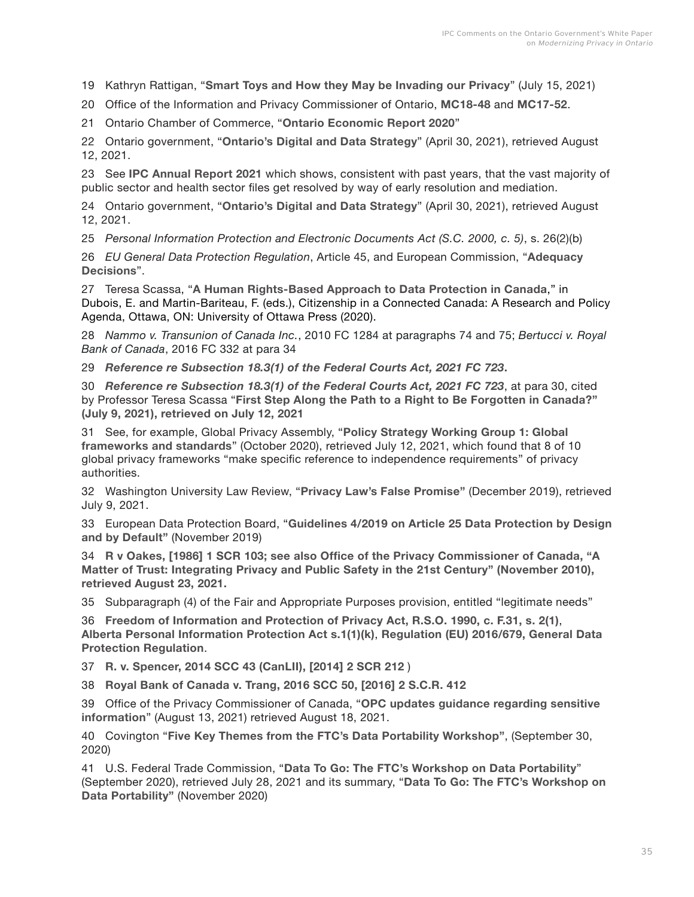19 Kathryn Rattigan, "**Smart Toys and How they May be Invading our Privacy**" (July 15, 2021)

20 Office of the Information and Privacy Commissioner of Ontario, **MC18-48** and **MC17-52**.

21 Ontario Chamber of Commerce, "**Ontario Economic Report 2020**"

22 Ontario government, "**Ontario's Digital and Data Strategy**" (April 30, 2021), retrieved August 12, 2021.

23 See **IPC Annual Report 2021** which shows, consistent with past years, that the vast majority of public sector and health sector files get resolved by way of early resolution and mediation.

24 Ontario government, "**Ontario's Digital and Data Strategy**" (April 30, 2021), retrieved August 12, 2021.

25 *Personal Information Protection and Electronic Documents Act (S.C. 2000, c. 5)*, s. 26(2)(b)

26 *EU General Data Protection Regulation*, Article 45, and European Commission, "**Adequacy Decisions**".

27 Teresa Scassa, "**A Human Rights-Based Approach to Data Protection in Canada**," in Dubois, E. and Martin-Bariteau, F. (eds.), Citizenship in a Connected Canada: A Research and Policy Agenda, Ottawa, ON: University of Ottawa Press (2020).

28 *Nammo v. Transunion of Canada Inc.*, 2010 FC 1284 at paragraphs 74 and 75; *Bertucci v. Royal Bank of Canada*, 2016 FC 332 at para 34

29 ***Reference re Subsection 18.3(1) of the Federal Courts Act, 2021 FC 723*.**

30 ***Reference re Subsection 18.3(1) of the Federal Courts Act, 2021 FC 723***, at para 30, cited by Professor Teresa Scassa "**First Step Along the Path to a Right to Be Forgotten in Canada?" (July 9, 2021), retrieved on July 12, 2021**

31 See, for example, Global Privacy Assembly, "**Policy Strategy Working Group 1: Global frameworks and standards**" (October 2020), retrieved July 12, 2021, which found that 8 of 10 global privacy frameworks "make specific reference to independence requirements" of privacy authorities.

32 Washington University Law Review, "**Privacy Law's False Promise"** (December 2019), retrieved July 9, 2021.

33 European Data Protection Board, "**Guidelines 4/2019 on Article 25 Data Protection by Design and by Default"** (November 2019)

34 **R v Oakes, [1986] 1 SCR 103; see also Office of the Privacy Commissioner of Canada, "A Matter of Trust: Integrating Privacy and Public Safety in the 21st Century" (November 2010), retrieved August 23, 2021.**

35 Subparagraph (4) of the Fair and Appropriate Purposes provision, entitled "legitimate needs"

36 **Freedom of Information and Protection of Privacy Act, R.S.O. 1990, c. F.31, s. 2(1)**, **Alberta Personal Information Protection Act s.1(1)(k)**, **Regulation (EU) 2016/679, General Data Protection Regulation**.

37 **R. v. Spencer, 2014 SCC 43 (CanLII), [2014] 2 SCR 212** )

38 **Royal Bank of Canada v. Trang, 2016 SCC 50, [2016] 2 S.C.R. 412**

39 Office of the Privacy Commissioner of Canada, "**OPC updates guidance regarding sensitive information**" (August 13, 2021) retrieved August 18, 2021.

40 Covington "**Five Key Themes from the FTC's Data Portability Workshop"**, (September 30, 2020)

41 U.S. Federal Trade Commission, "**Data To Go: The FTC's Workshop on Data Portability**" (September 2020), retrieved July 28, 2021 and its summary, "**Data To Go: The FTC's Workshop on Data Portability"** (November 2020)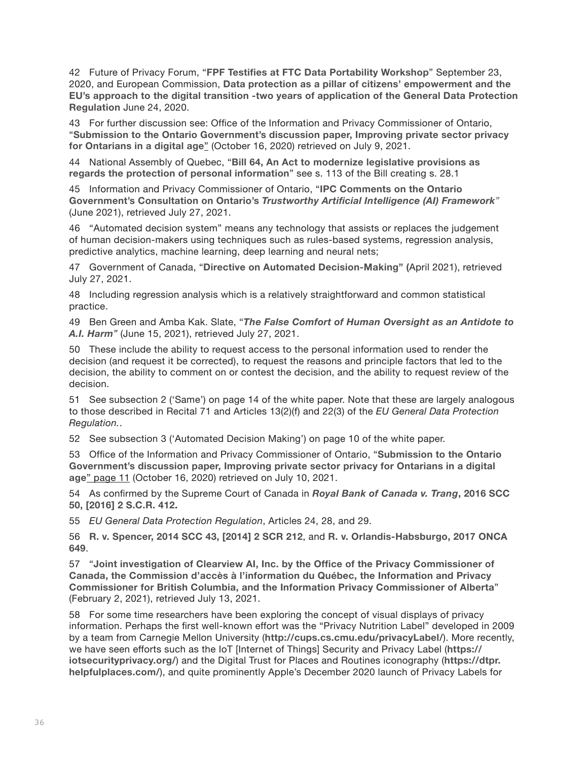42 Future of Privacy Forum, "**FPF Testifies at FTC Data Portability Workshop**" September 23, 2020, and European Commission, **Data protection as a pillar of citizens' empowerment and the EU's approach to the digital transition -two years of application of the General Data Protection Regulation** June 24, 2020.

43 For further discussion see: Office of the Information and Privacy Commissioner of Ontario, "**Submission to the Ontario Government's discussion paper, Improving private sector privacy for Ontarians in a digital age**" (October 16, 2020) retrieved on July 9, 2021.

44 National Assembly of Quebec, "**Bill 64, An Act to modernize legislative provisions as regards the protection of personal information**" see s. 113 of the Bill creating s. 28.1

45 Information and Privacy Commissioner of Ontario, "**IPC Comments on the Ontario Government's Consultation on Ontario's *Trustworthy Artificial Intelligence (AI) Framework*"** (June 2021), retrieved July 27, 2021.

46 "Automated decision system" means any technology that assists or replaces the judgement of human decision-makers using techniques such as rules-based systems, regression analysis, predictive analytics, machine learning, deep learning and neural nets;

47 Government of Canada, "**Directive on Automated Decision-Making" (**April 2021), retrieved July 27, 2021.

48 Including regression analysis which is a relatively straightforward and common statistical practice.

49 Ben Green and Amba Kak. Slate, "***The False Comfort of Human Oversight as an Antidote to A.I. Harm*"** (June 15, 2021), retrieved July 27, 2021.

50 These include the ability to request access to the personal information used to render the decision (and request it be corrected), to request the reasons and principle factors that led to the decision, the ability to comment on or contest the decision, and the ability to request review of the decision.

51 See subsection 2 ('Same') on page 14 of the white paper. Note that these are largely analogous to those described in Recital 71 and Articles 13(2)(f) and 22(3) of the *EU General Data Protection Regulation.*.

52 See subsection 3 ('Automated Decision Making') on page 10 of the white paper.

53 Office of the Information and Privacy Commissioner of Ontario, "**Submission to the Ontario Government's discussion paper, Improving private sector privacy for Ontarians in a digital age**" page 11 (October 16, 2020) retrieved on July 10, 2021.

54 As confirmed by the Supreme Court of Canada in ***Royal Bank of Canada v. Trang*, 2016 SCC 50, [2016] 2 S.C.R. 412.**

55 *EU General Data Protection Regulation*, Articles 24, 28, and 29.

56 **R. v. Spencer, 2014 SCC 43, [2014] 2 SCR 212**, and **R. v. Orlandis-Habsburgo, 2017 ONCA 649**.

57 "**Joint investigation of Clearview AI, Inc. by the Office of the Privacy Commissioner of Canada, the Commission d'accès à l'information du Québec, the Information and Privacy Commissioner for British Columbia, and the Information Privacy Commissioner of Alberta**" (February 2, 2021), retrieved July 13, 2021.

58 For some time researchers have been exploring the concept of visual displays of privacy information. Perhaps the first well-known effort was the "Privacy Nutrition Label" developed in 2009 by a team from Carnegie Mellon University (**http://cups.cs.cmu.edu/privacyLabel/**). More recently, we have seen efforts such as the IoT [Internet of Things] Security and Privacy Label (**https://iotsecurityprivacy.org/**) and the Digital Trust for Places and Routines iconography (**https://dtpr.helpfulplaces.com/**), and quite prominently Apple's December 2020 launch of Privacy Labels for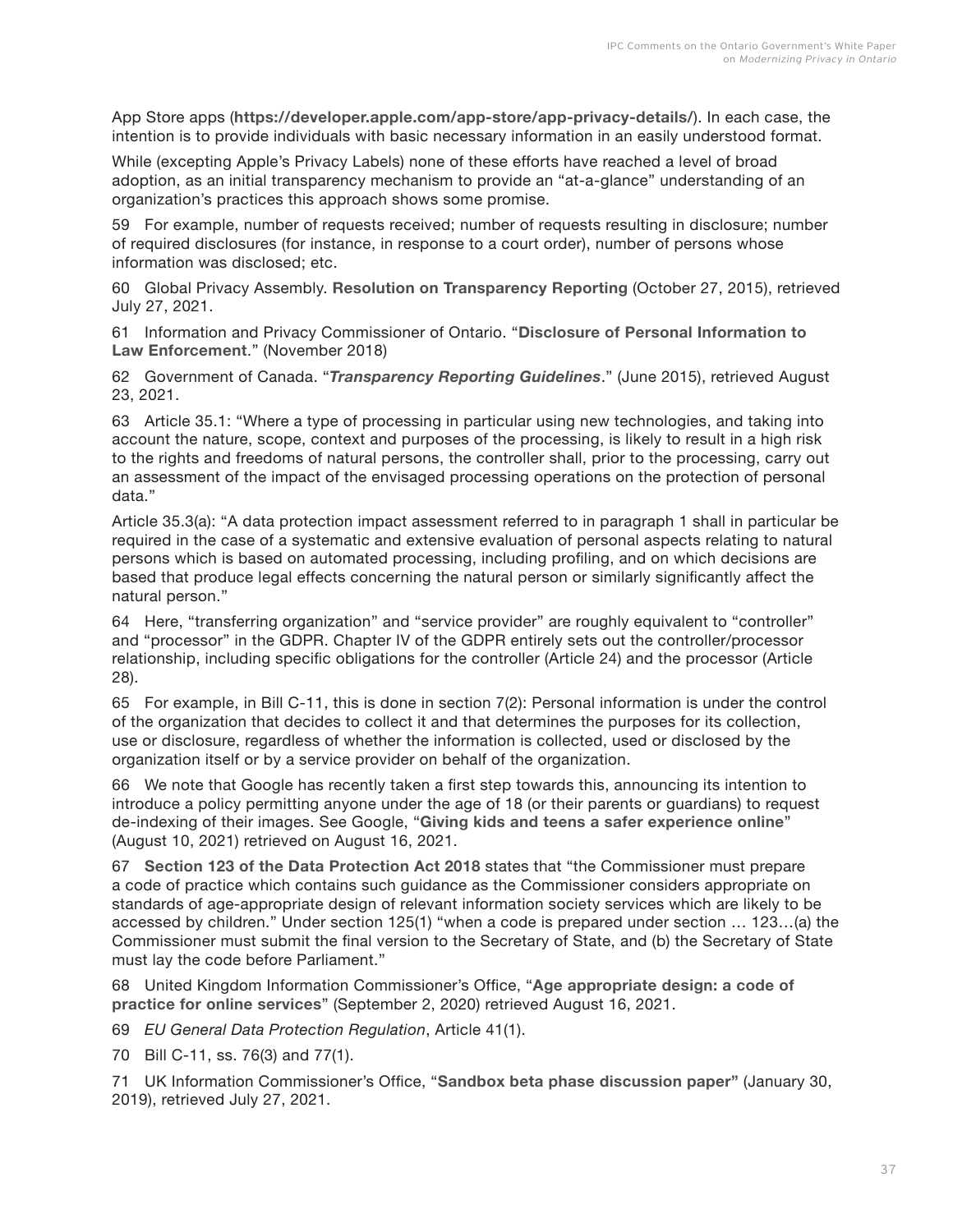App Store apps (**https://developer.apple.com/app-store/app-privacy-details/**). In each case, the intention is to provide individuals with basic necessary information in an easily understood format.

While (excepting Apple's Privacy Labels) none of these efforts have reached a level of broad adoption, as an initial transparency mechanism to provide an "at-a-glance" understanding of an organization's practices this approach shows some promise.

59 For example, number of requests received; number of requests resulting in disclosure; number of required disclosures (for instance, in response to a court order), number of persons whose information was disclosed; etc.

60 Global Privacy Assembly. **Resolution on Transparency Reporting** (October 27, 2015), retrieved July 27, 2021.

61 Information and Privacy Commissioner of Ontario. "**Disclosure of Personal Information to Law Enforcement**." (November 2018)

62 Government of Canada. "***Transparency Reporting Guidelines***." (June 2015), retrieved August 23, 2021.

63 Article 35.1: "Where a type of processing in particular using new technologies, and taking into account the nature, scope, context and purposes of the processing, is likely to result in a high risk to the rights and freedoms of natural persons, the controller shall, prior to the processing, carry out an assessment of the impact of the envisaged processing operations on the protection of personal data."

Article 35.3(a): "A data protection impact assessment referred to in paragraph 1 shall in particular be required in the case of a systematic and extensive evaluation of personal aspects relating to natural persons which is based on automated processing, including profiling, and on which decisions are based that produce legal effects concerning the natural person or similarly significantly affect the natural person."

64 Here, "transferring organization" and "service provider" are roughly equivalent to "controller" and "processor" in the GDPR. Chapter IV of the GDPR entirely sets out the controller/processor relationship, including specific obligations for the controller (Article 24) and the processor (Article 28).

65 For example, in Bill C-11, this is done in section 7(2): Personal information is under the control of the organization that decides to collect it and that determines the purposes for its collection, use or disclosure, regardless of whether the information is collected, used or disclosed by the organization itself or by a service provider on behalf of the organization.

66 We note that Google has recently taken a first step towards this, announcing its intention to introduce a policy permitting anyone under the age of 18 (or their parents or guardians) to request de-indexing of their images. See Google, "**Giving kids and teens a safer experience online**" (August 10, 2021) retrieved on August 16, 2021.

67 **Section 123 of the Data Protection Act 2018** states that "the Commissioner must prepare a code of practice which contains such guidance as the Commissioner considers appropriate on standards of age-appropriate design of relevant information society services which are likely to be accessed by children." Under section 125(1) "when a code is prepared under section … 123…(a) the Commissioner must submit the final version to the Secretary of State, and (b) the Secretary of State must lay the code before Parliament."

68 United Kingdom Information Commissioner's Office, "**Age appropriate design: a code of practice for online services**" (September 2, 2020) retrieved August 16, 2021.

69 *EU General Data Protection Regulation*, Article 41(1).

70 Bill C-11, ss. 76(3) and 77(1).

71 UK Information Commissioner's Office, "**Sandbox beta phase discussion paper**" (January 30, 2019), retrieved July 27, 2021.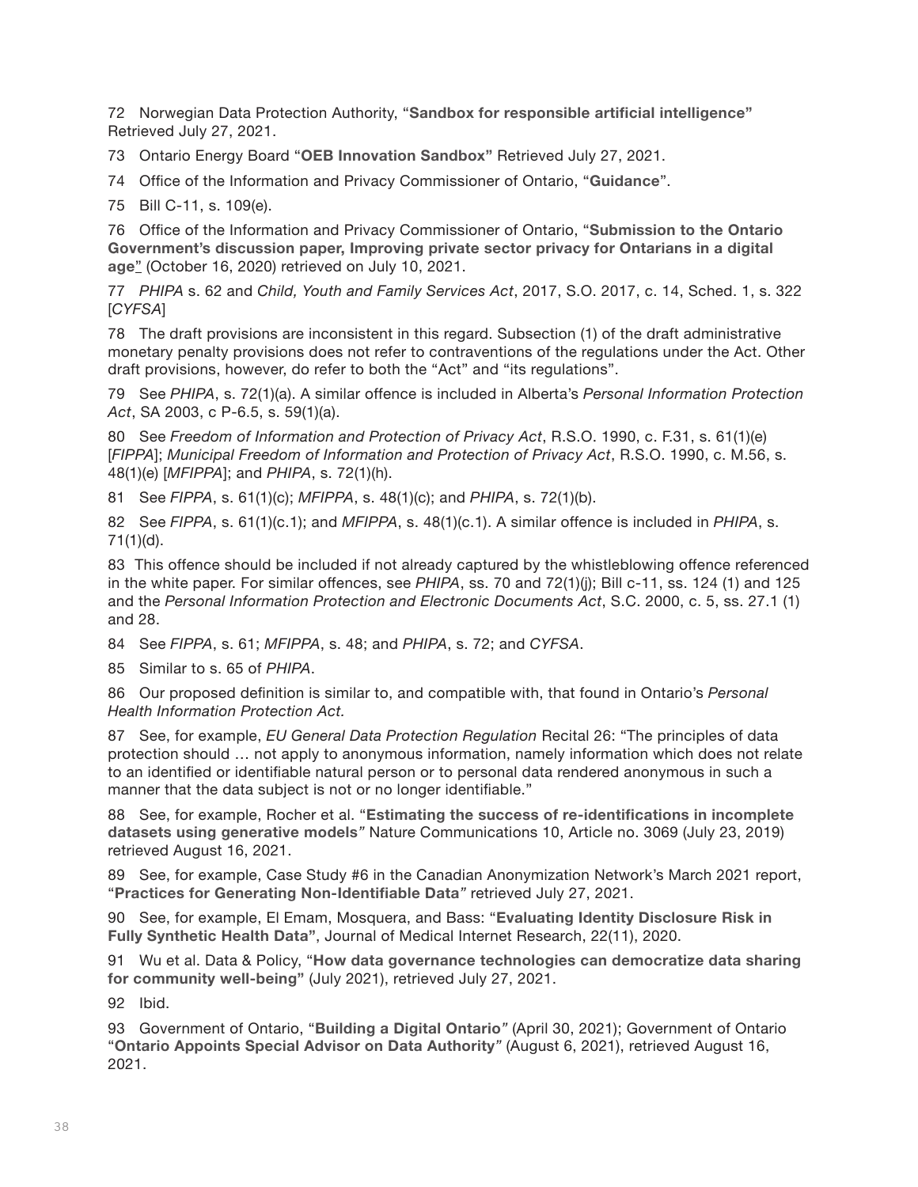72 Norwegian Data Protection Authority, "**Sandbox for responsible artificial intelligence**" Retrieved July 27, 2021.

73 Ontario Energy Board "**OEB Innovation Sandbox**" Retrieved July 27, 2021.

74 Office of the Information and Privacy Commissioner of Ontario, "**Guidance**".

75 Bill C-11, s. 109(e).

76 Office of the Information and Privacy Commissioner of Ontario, "**Submission to the Ontario Government's discussion paper, Improving private sector privacy for Ontarians in a digital age**" (October 16, 2020) retrieved on July 10, 2021.

77 *PHIPA* s. 62 and *Child, Youth and Family Services Act*, 2017, S.O. 2017, c. 14, Sched. 1, s. 322 [*CYFSA*]

78 The draft provisions are inconsistent in this regard. Subsection (1) of the draft administrative monetary penalty provisions does not refer to contraventions of the regulations under the Act. Other draft provisions, however, do refer to both the "Act" and "its regulations".

79 See *PHIPA*, s. 72(1)(a). A similar offence is included in Alberta's *Personal Information Protection Act*, SA 2003, c P-6.5, s. 59(1)(a).

80 See *Freedom of Information and Protection of Privacy Act*, R.S.O. 1990, c. F.31, s. 61(1)(e) [*FIPPA*]; *Municipal Freedom of Information and Protection of Privacy Act*, R.S.O. 1990, c. M.56, s. 48(1)(e) [*MFIPPA*]; and *PHIPA*, s. 72(1)(h).

81 See *FIPPA*, s. 61(1)(c); *MFIPPA*, s. 48(1)(c); and *PHIPA*, s. 72(1)(b).

82 See *FIPPA*, s. 61(1)(c.1); and *MFIPPA*, s. 48(1)(c.1). A similar offence is included in *PHIPA*, s. 71(1)(d).

83 This offence should be included if not already captured by the whistleblowing offence referenced in the white paper. For similar offences, see *PHIPA*, ss. 70 and 72(1)(j); Bill c-11, ss. 124 (1) and 125 and the *Personal Information Protection and Electronic Documents Act*, S.C. 2000, c. 5, ss. 27.1 (1) and 28.

84 See *FIPPA*, s. 61; *MFIPPA*, s. 48; and *PHIPA*, s. 72; and *CYFSA*.

85 Similar to s. 65 of *PHIPA*.

86 Our proposed definition is similar to, and compatible with, that found in Ontario's *Personal Health Information Protection Act.*

87 See, for example, *EU General Data Protection Regulation* Recital 26: "The principles of data protection should … not apply to anonymous information, namely information which does not relate to an identified or identifiable natural person or to personal data rendered anonymous in such a manner that the data subject is not or no longer identifiable."

88 See, for example, Rocher et al. "**Estimating the success of re-identifications in incomplete datasets using generative models**" Nature Communications 10, Article no. 3069 (July 23, 2019) retrieved August 16, 2021.

89 See, for example, Case Study #6 in the Canadian Anonymization Network's March 2021 report, "**Practices for Generating Non-Identifiable Data**" retrieved July 27, 2021.

90 See, for example, El Emam, Mosquera, and Bass: "**Evaluating Identity Disclosure Risk in Fully Synthetic Health Data**", Journal of Medical Internet Research, 22(11), 2020.

91 Wu et al. Data & Policy, "**How data governance technologies can democratize data sharing for community well-being**" (July 2021), retrieved July 27, 2021.

92 Ibid.

93 Government of Ontario, "**Building a Digital Ontario**" (April 30, 2021); Government of Ontario "**Ontario Appoints Special Advisor on Data Authority**" (August 6, 2021), retrieved August 16, 2021.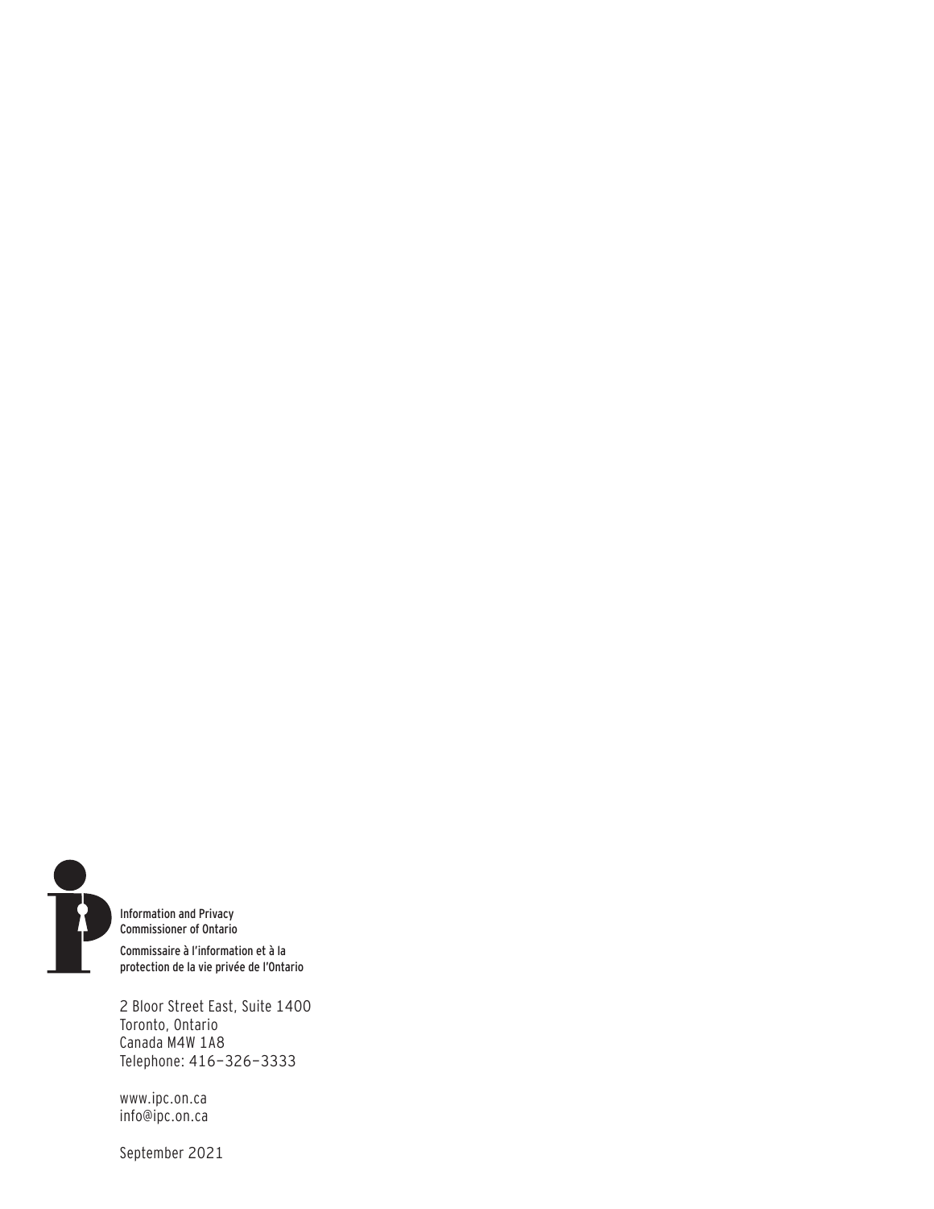Information and Privacy
Commissioner of Ontario

Commissaire à l'information et à la
protection de la vie privée de l'Ontario

2 Bloor Street East, Suite 1400
Toronto, Ontario
Canada M4W 1A8
Telephone: 416-326-3333

www.ipc.on.ca
info@ipc.on.ca

September 2021